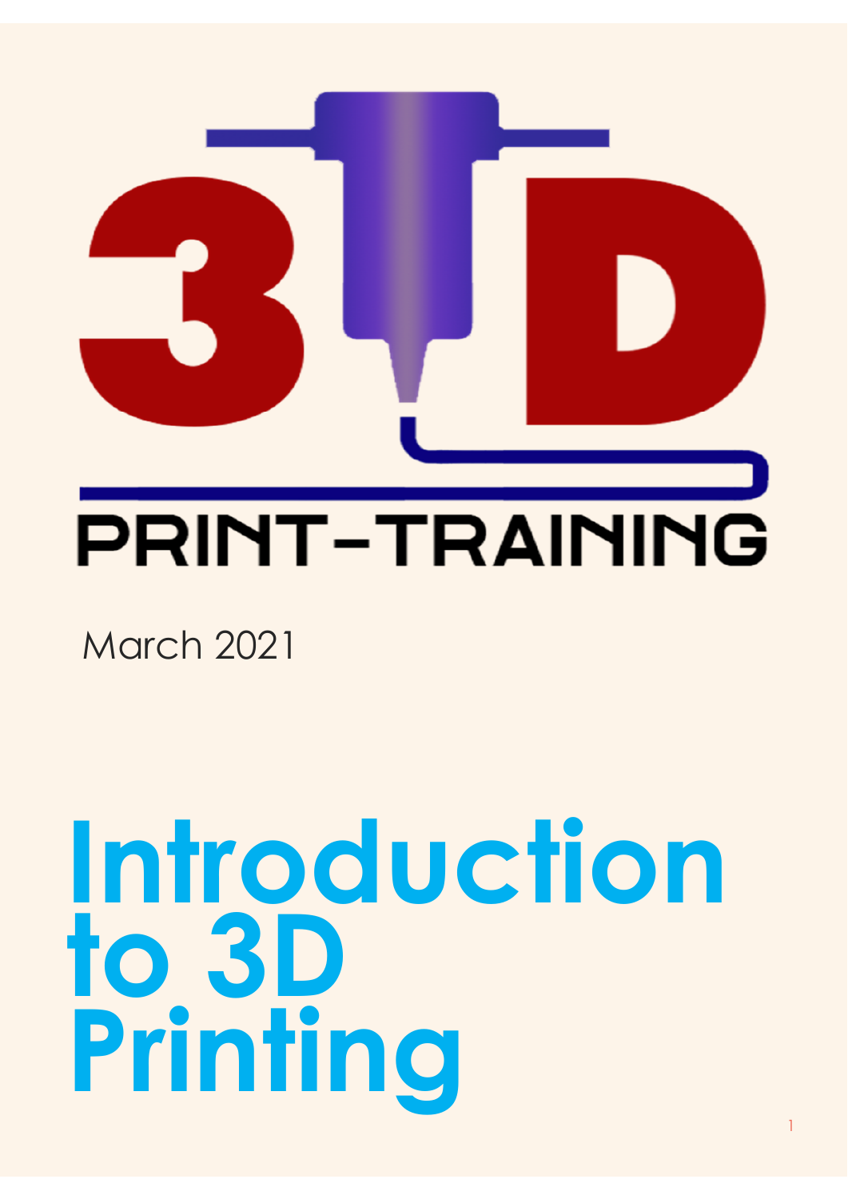3D PRINT-TRAINING

March 2021

# Introduction to 3D Printing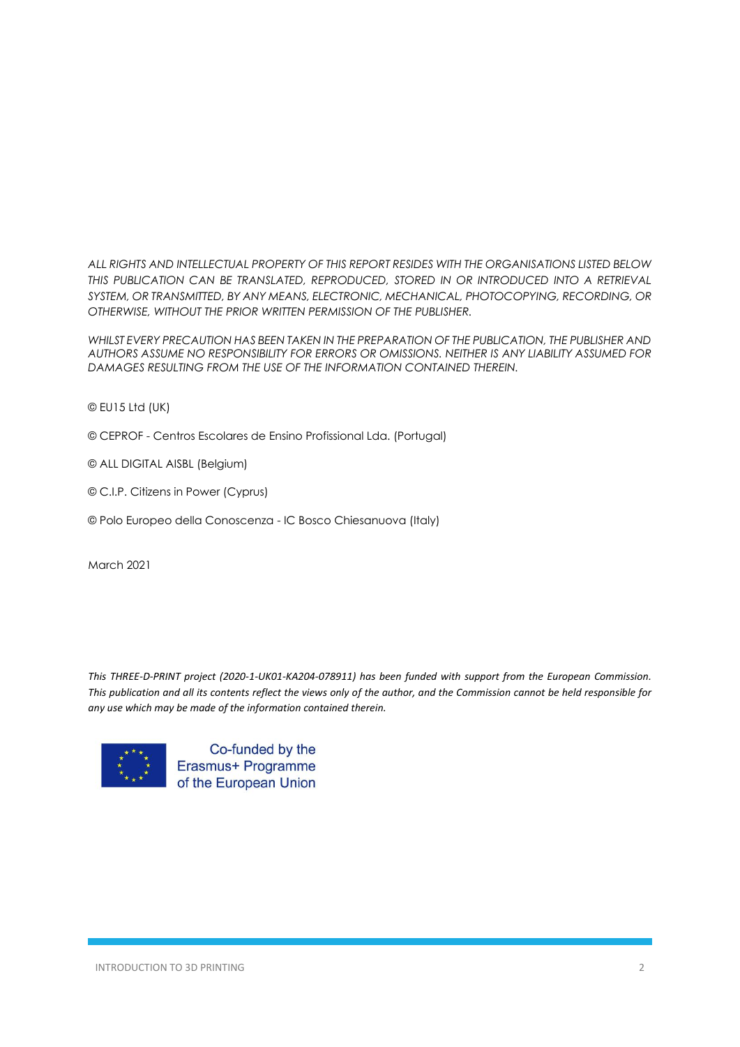*ALL RIGHTS AND INTELLECTUAL PROPERTY OF THIS REPORT RESIDES WITH THE ORGANISATIONS LISTED BELOW THIS PUBLICATION CAN BE TRANSLATED, REPRODUCED, STORED IN OR INTRODUCED INTO A RETRIEVAL SYSTEM, OR TRANSMITTED, BY ANY MEANS, ELECTRONIC, MECHANICAL, PHOTOCOPYING, RECORDING, OR OTHERWISE, WITHOUT THE PRIOR WRITTEN PERMISSION OF THE PUBLISHER.*

*WHILST EVERY PRECAUTION HAS BEEN TAKEN IN THE PREPARATION OF THE PUBLICATION, THE PUBLISHER AND AUTHORS ASSUME NO RESPONSIBILITY FOR ERRORS OR OMISSIONS. NEITHER IS ANY LIABILITY ASSUMED FOR DAMAGES RESULTING FROM THE USE OF THE INFORMATION CONTAINED THEREIN.*

© EU15 Ltd (UK)

© CEPROF - Centros Escolares de Ensino Profissional Lda. (Portugal)

© ALL DIGITAL AISBL (Belgium)

© C.I.P. Citizens in Power (Cyprus)

© Polo Europeo della Conoscenza - IC Bosco Chiesanuova (Italy)

March 2021

*This THREE-D-PRINT project (2020-1-UK01-KA204-078911) has been funded with support from the European Commission. This publication and all its contents reflect the views only of the author, and the Commission cannot be held responsible for any use which may be made of the information contained therein.*

Co-funded by the Erasmus+ Programme of the European Union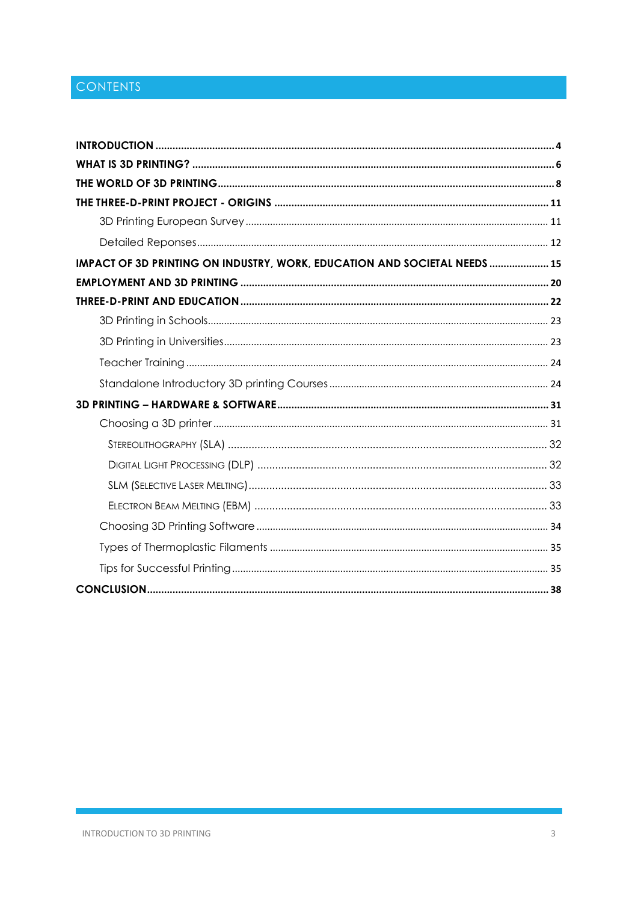# CONTENTS

**INTRODUCTION** .......... **4**

**WHAT IS 3D PRINTING?** .......... **6**

**THE WORLD OF 3D PRINTING** .......... **8**

**THE THREE-D-PRINT PROJECT - ORIGINS** .......... **11**

- 3D Printing European Survey .......... 11
- Detailed Reponses .......... 12

**IMPACT OF 3D PRINTING ON INDUSTRY, WORK, EDUCATION AND SOCIETAL NEEDS** .......... **15**

**EMPLOYMENT AND 3D PRINTING** .......... **20**

**THREE-D-PRINT AND EDUCATION** .......... **22**

- 3D Printing in Schools .......... 23
- 3D Printing in Universities .......... 23
- Teacher Training .......... 24
- Standalone Introductory 3D printing Courses .......... 24

**3D PRINTING – HARDWARE & SOFTWARE** .......... **31**

- Choosing a 3D printer .......... 31
  - Stereolithography (SLA) .......... 32
  - Digital Light Processing (DLP) .......... 32
  - SLM (Selective Laser Melting) .......... 33
  - Electron Beam Melting (EBM) .......... 33
- Choosing 3D Printing Software .......... 34
- Types of Thermoplastic Filaments .......... 35
- Tips for Successful Printing .......... 35

**CONCLUSION** .......... **38**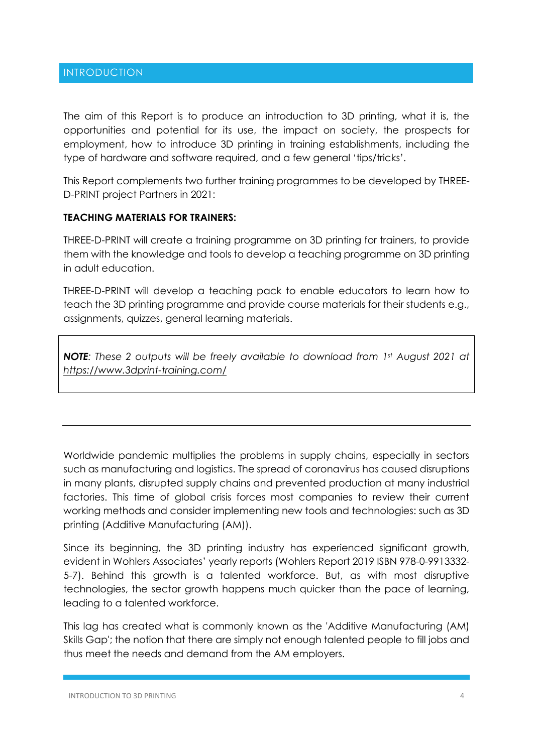## INTRODUCTION

The aim of this Report is to produce an introduction to 3D printing, what it is, the opportunities and potential for its use, the impact on society, the prospects for employment, how to introduce 3D printing in training establishments, including the type of hardware and software required, and a few general 'tips/tricks'.

This Report complements two further training programmes to be developed by THREE-D-PRINT project Partners in 2021:

**TEACHING MATERIALS FOR TRAINERS:**

THREE-D-PRINT will create a training programme on 3D printing for trainers, to provide them with the knowledge and tools to develop a teaching programme on 3D printing in adult education.

THREE-D-PRINT will develop a teaching pack to enable educators to learn how to teach the 3D printing programme and provide course materials for their students e.g., assignments, quizzes, general learning materials.

> ***NOTE****: These 2 outputs will be freely available to download from 1st August 2021 at https://www.3dprint-training.com/*

---

Worldwide pandemic multiplies the problems in supply chains, especially in sectors such as manufacturing and logistics. The spread of coronavirus has caused disruptions in many plants, disrupted supply chains and prevented production at many industrial factories. This time of global crisis forces most companies to review their current working methods and consider implementing new tools and technologies: such as 3D printing (Additive Manufacturing (AM)).

Since its beginning, the 3D printing industry has experienced significant growth, evident in Wohlers Associates' yearly reports (Wohlers Report 2019 ISBN 978-0-9913332-5-7). Behind this growth is a talented workforce. But, as with most disruptive technologies, the sector growth happens much quicker than the pace of learning, leading to a talented workforce.

This lag has created what is commonly known as the 'Additive Manufacturing (AM) Skills Gap'; the notion that there are simply not enough talented people to fill jobs and thus meet the needs and demand from the AM employers.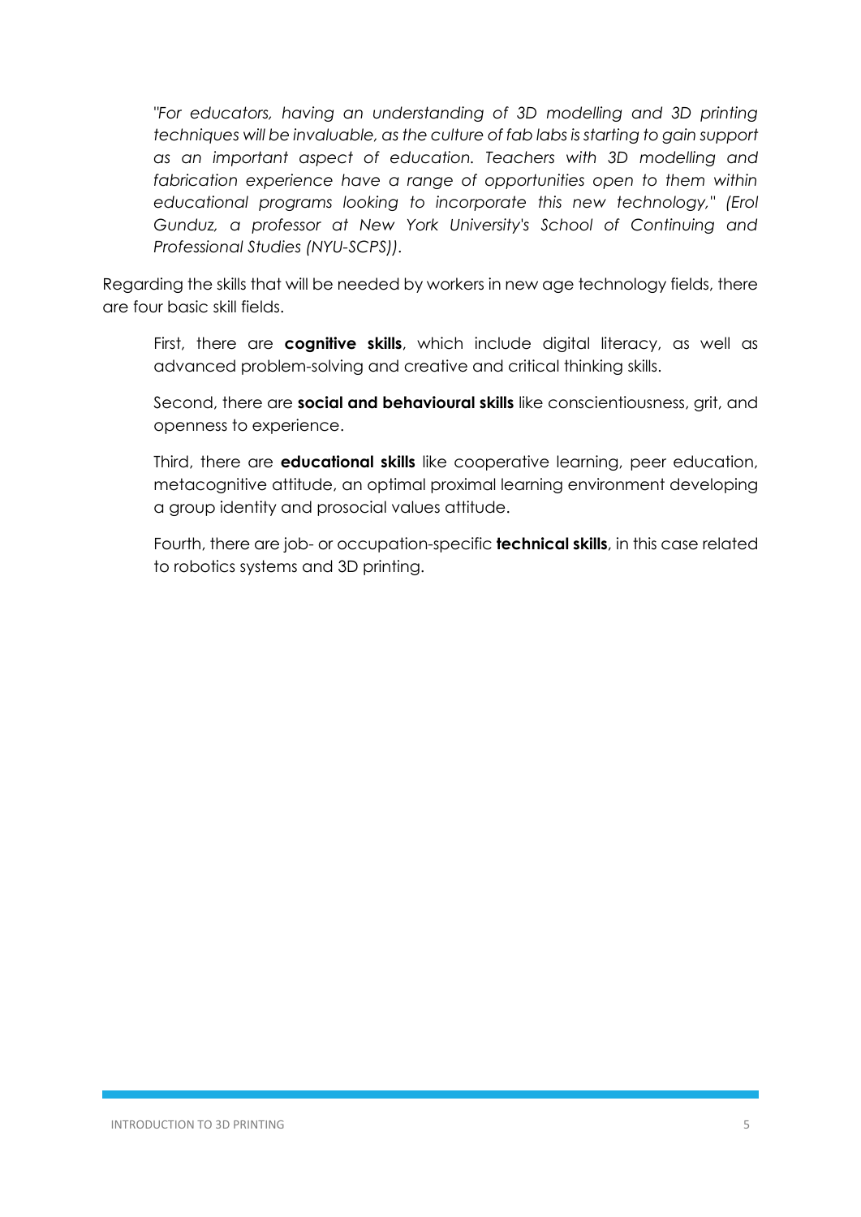*"For educators, having an understanding of 3D modelling and 3D printing techniques will be invaluable, as the culture of fab labs is starting to gain support as an important aspect of education. Teachers with 3D modelling and fabrication experience have a range of opportunities open to them within educational programs looking to incorporate this new technology," (Erol Gunduz, a professor at New York University's School of Continuing and Professional Studies (NYU-SCPS)).*

Regarding the skills that will be needed by workers in new age technology fields, there are four basic skill fields.

First, there are **cognitive skills**, which include digital literacy, as well as advanced problem-solving and creative and critical thinking skills.

Second, there are **social and behavioural skills** like conscientiousness, grit, and openness to experience.

Third, there are **educational skills** like cooperative learning, peer education, metacognitive attitude, an optimal proximal learning environment developing a group identity and prosocial values attitude.

Fourth, there are job- or occupation-specific **technical skills**, in this case related to robotics systems and 3D printing.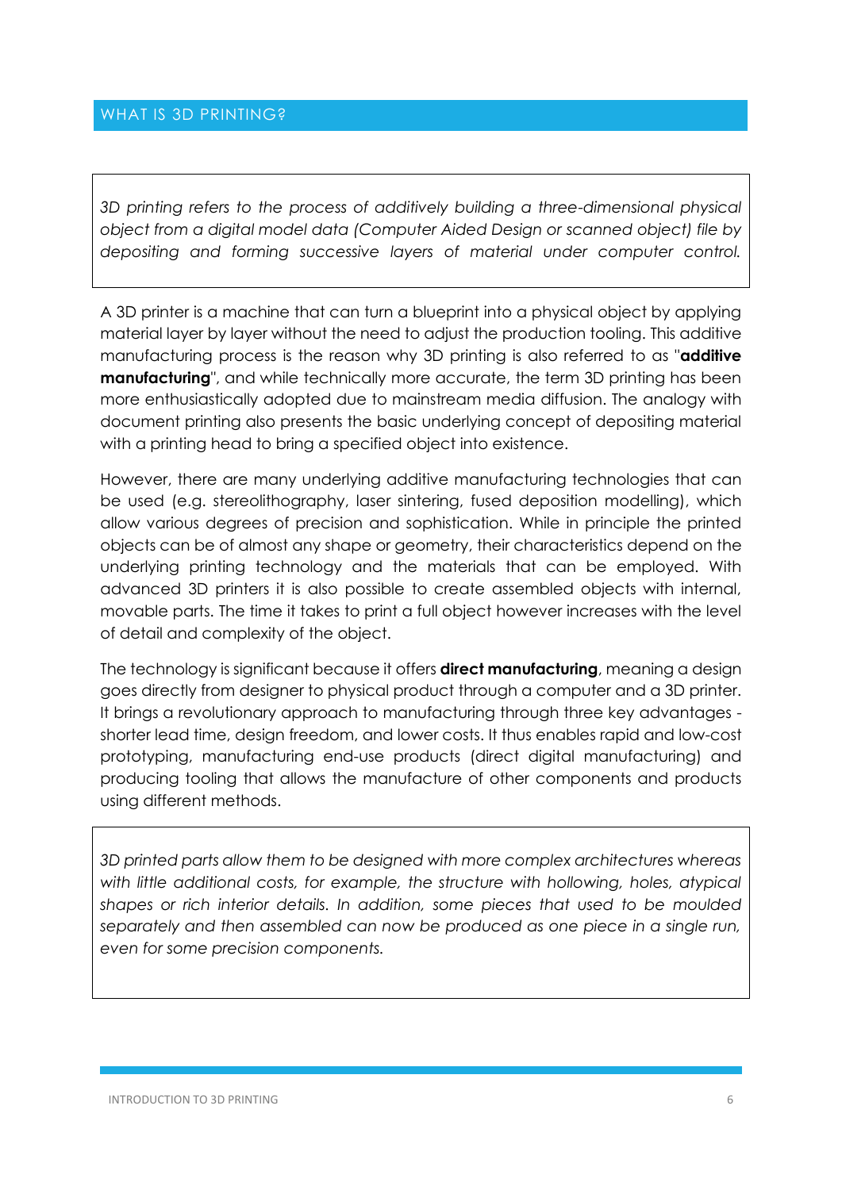## WHAT IS 3D PRINTING?

*3D printing refers to the process of additively building a three-dimensional physical object from a digital model data (Computer Aided Design or scanned object) file by depositing and forming successive layers of material under computer control.*

A 3D printer is a machine that can turn a blueprint into a physical object by applying material layer by layer without the need to adjust the production tooling. This additive manufacturing process is the reason why 3D printing is also referred to as "**additive manufacturing**", and while technically more accurate, the term 3D printing has been more enthusiastically adopted due to mainstream media diffusion. The analogy with document printing also presents the basic underlying concept of depositing material with a printing head to bring a specified object into existence.

However, there are many underlying additive manufacturing technologies that can be used (e.g. stereolithography, laser sintering, fused deposition modelling), which allow various degrees of precision and sophistication. While in principle the printed objects can be of almost any shape or geometry, their characteristics depend on the underlying printing technology and the materials that can be employed. With advanced 3D printers it is also possible to create assembled objects with internal, movable parts. The time it takes to print a full object however increases with the level of detail and complexity of the object.

The technology is significant because it offers **direct manufacturing**, meaning a design goes directly from designer to physical product through a computer and a 3D printer. It brings a revolutionary approach to manufacturing through three key advantages - shorter lead time, design freedom, and lower costs. It thus enables rapid and low-cost prototyping, manufacturing end-use products (direct digital manufacturing) and producing tooling that allows the manufacture of other components and products using different methods.

*3D printed parts allow them to be designed with more complex architectures whereas with little additional costs, for example, the structure with hollowing, holes, atypical shapes or rich interior details. In addition, some pieces that used to be moulded separately and then assembled can now be produced as one piece in a single run, even for some precision components.*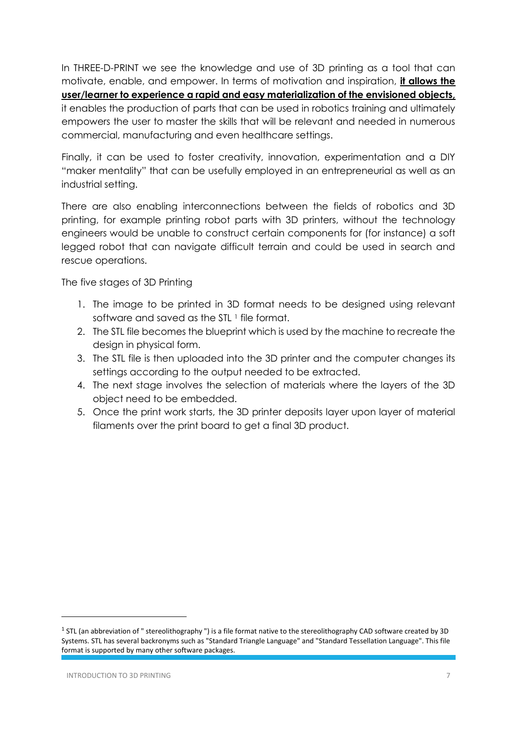In THREE-D-PRINT we see the knowledge and use of 3D printing as a tool that can motivate, enable, and empower. In terms of motivation and inspiration, **it allows the user/learner to experience a rapid and easy materialization of the envisioned objects,** it enables the production of parts that can be used in robotics training and ultimately empowers the user to master the skills that will be relevant and needed in numerous commercial, manufacturing and even healthcare settings.

Finally, it can be used to foster creativity, innovation, experimentation and a DIY "maker mentality" that can be usefully employed in an entrepreneurial as well as an industrial setting.

There are also enabling interconnections between the fields of robotics and 3D printing, for example printing robot parts with 3D printers, without the technology engineers would be unable to construct certain components for (for instance) a soft legged robot that can navigate difficult terrain and could be used in search and rescue operations.

The five stages of 3D Printing

1. The image to be printed in 3D format needs to be designed using relevant software and saved as the STL [1] file format.
2. The STL file becomes the blueprint which is used by the machine to recreate the design in physical form.
3. The STL file is then uploaded into the 3D printer and the computer changes its settings according to the output needed to be extracted.
4. The next stage involves the selection of materials where the layers of the 3D object need to be embedded.
5. Once the print work starts, the 3D printer deposits layer upon layer of material filaments over the print board to get a final 3D product.

---

[1] STL (an abbreviation of " stereolithography ") is a file format native to the stereolithography CAD software created by 3D Systems. STL has several backronyms such as "Standard Triangle Language" and "Standard Tessellation Language". This file format is supported by many other software packages.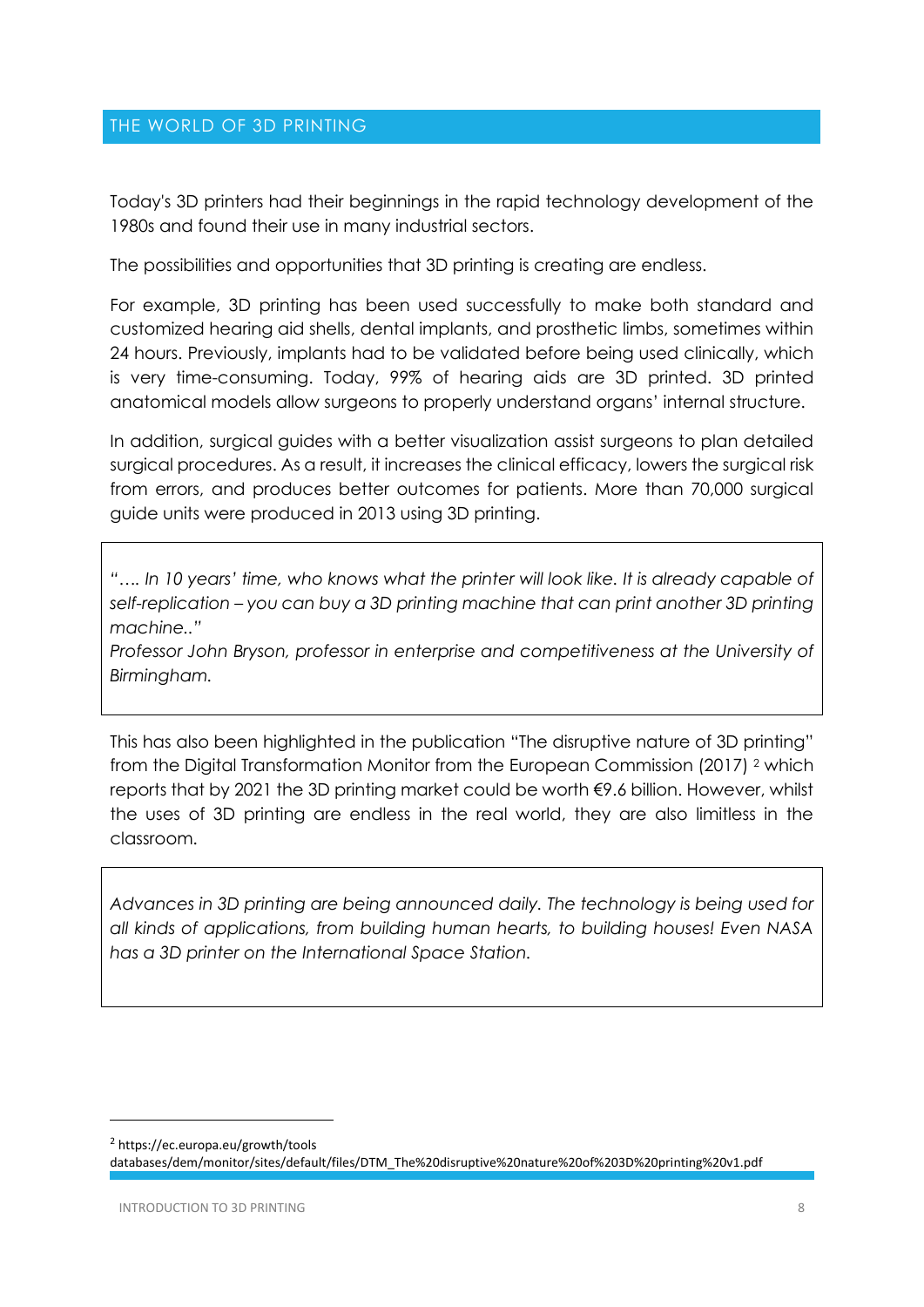## THE WORLD OF 3D PRINTING

Today's 3D printers had their beginnings in the rapid technology development of the 1980s and found their use in many industrial sectors.

The possibilities and opportunities that 3D printing is creating are endless.

For example, 3D printing has been used successfully to make both standard and customized hearing aid shells, dental implants, and prosthetic limbs, sometimes within 24 hours. Previously, implants had to be validated before being used clinically, which is very time-consuming. Today, 99% of hearing aids are 3D printed. 3D printed anatomical models allow surgeons to properly understand organs' internal structure.

In addition, surgical guides with a better visualization assist surgeons to plan detailed surgical procedures. As a result, it increases the clinical efficacy, lowers the surgical risk from errors, and produces better outcomes for patients. More than 70,000 surgical guide units were produced in 2013 using 3D printing.

> *"…. In 10 years' time, who knows what the printer will look like. It is already capable of self-replication – you can buy a 3D printing machine that can print another 3D printing machine.."*
>
> *Professor John Bryson, professor in enterprise and competitiveness at the University of Birmingham.*

This has also been highlighted in the publication "The disruptive nature of 3D printing" from the Digital Transformation Monitor from the European Commission (2017) [2] which reports that by 2021 the 3D printing market could be worth €9.6 billion. However, whilst the uses of 3D printing are endless in the real world, they are also limitless in the classroom.

> *Advances in 3D printing are being announced daily. The technology is being used for all kinds of applications, from building human hearts, to building houses! Even NASA has a 3D printer on the International Space Station.*

---

[2] https://ec.europa.eu/growth/tools databases/dem/monitor/sites/default/files/DTM_The%20disruptive%20nature%20of%203D%20printing%20v1.pdf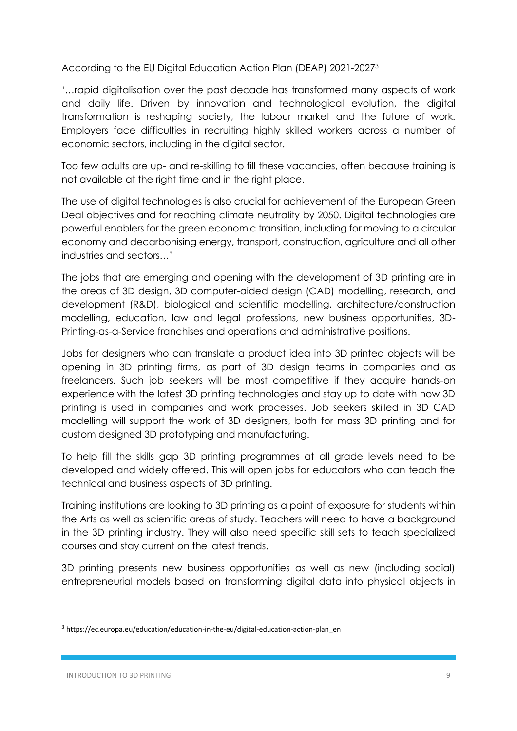According to the EU Digital Education Action Plan (DEAP) 2021-2027[3]

'…rapid digitalisation over the past decade has transformed many aspects of work and daily life. Driven by innovation and technological evolution, the digital transformation is reshaping society, the labour market and the future of work. Employers face difficulties in recruiting highly skilled workers across a number of economic sectors, including in the digital sector.

Too few adults are up- and re-skilling to fill these vacancies, often because training is not available at the right time and in the right place.

The use of digital technologies is also crucial for achievement of the European Green Deal objectives and for reaching climate neutrality by 2050. Digital technologies are powerful enablers for the green economic transition, including for moving to a circular economy and decarbonising energy, transport, construction, agriculture and all other industries and sectors…'

The jobs that are emerging and opening with the development of 3D printing are in the areas of 3D design, 3D computer-aided design (CAD) modelling, research, and development (R&D), biological and scientific modelling, architecture/construction modelling, education, law and legal professions, new business opportunities, 3D-Printing-as-a-Service franchises and operations and administrative positions.

Jobs for designers who can translate a product idea into 3D printed objects will be opening in 3D printing firms, as part of 3D design teams in companies and as freelancers. Such job seekers will be most competitive if they acquire hands-on experience with the latest 3D printing technologies and stay up to date with how 3D printing is used in companies and work processes. Job seekers skilled in 3D CAD modelling will support the work of 3D designers, both for mass 3D printing and for custom designed 3D prototyping and manufacturing.

To help fill the skills gap 3D printing programmes at all grade levels need to be developed and widely offered. This will open jobs for educators who can teach the technical and business aspects of 3D printing.

Training institutions are looking to 3D printing as a point of exposure for students within the Arts as well as scientific areas of study. Teachers will need to have a background in the 3D printing industry. They will also need specific skill sets to teach specialized courses and stay current on the latest trends.

3D printing presents new business opportunities as well as new (including social) entrepreneurial models based on transforming digital data into physical objects in

---

[3] https://ec.europa.eu/education/education-in-the-eu/digital-education-action-plan_en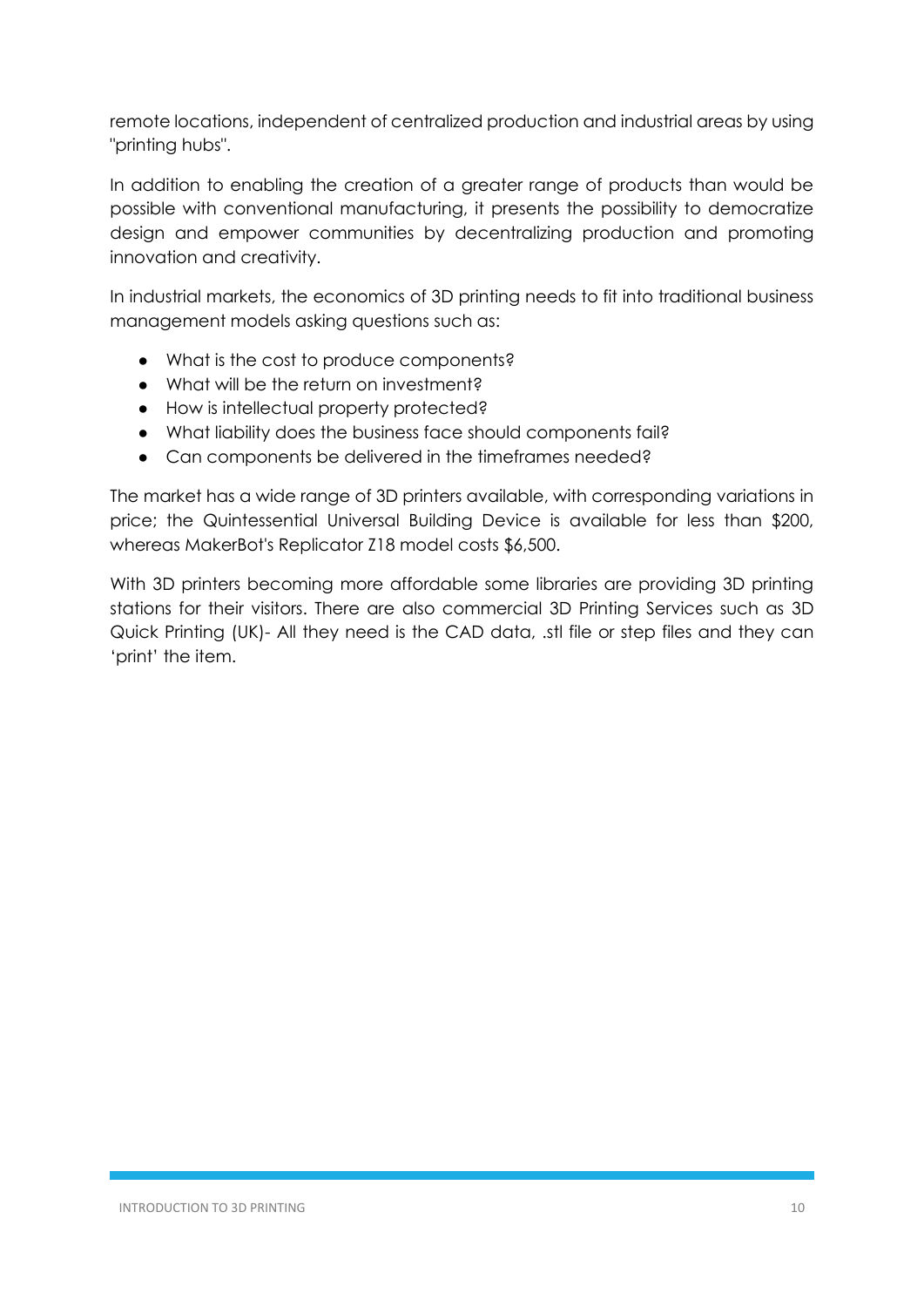remote locations, independent of centralized production and industrial areas by using "printing hubs".

In addition to enabling the creation of a greater range of products than would be possible with conventional manufacturing, it presents the possibility to democratize design and empower communities by decentralizing production and promoting innovation and creativity.

In industrial markets, the economics of 3D printing needs to fit into traditional business management models asking questions such as:

- What is the cost to produce components?
- What will be the return on investment?
- How is intellectual property protected?
- What liability does the business face should components fail?
- Can components be delivered in the timeframes needed?

The market has a wide range of 3D printers available, with corresponding variations in price; the Quintessential Universal Building Device is available for less than $200, whereas MakerBot's Replicator Z18 model costs $6,500.

With 3D printers becoming more affordable some libraries are providing 3D printing stations for their visitors. There are also commercial 3D Printing Services such as 3D Quick Printing (UK)- All they need is the CAD data, .stl file or step files and they can 'print' the item.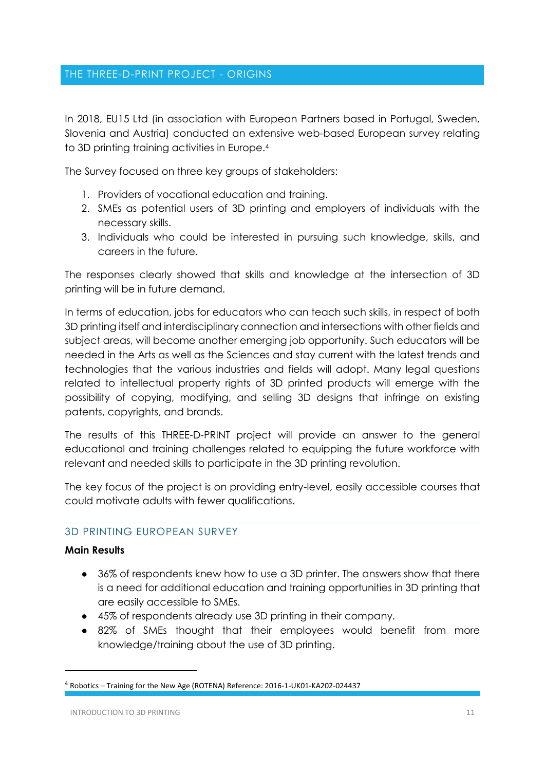## THE THREE-D-PRINT PROJECT - ORIGINS

In 2018, EU15 Ltd (in association with European Partners based in Portugal, Sweden, Slovenia and Austria) conducted an extensive web-based European survey relating to 3D printing training activities in Europe.[4]

The Survey focused on three key groups of stakeholders:

1. Providers of vocational education and training.
2. SMEs as potential users of 3D printing and employers of individuals with the necessary skills.
3. Individuals who could be interested in pursuing such knowledge, skills, and careers in the future.

The responses clearly showed that skills and knowledge at the intersection of 3D printing will be in future demand.

In terms of education, jobs for educators who can teach such skills, in respect of both 3D printing itself and interdisciplinary connection and intersections with other fields and subject areas, will become another emerging job opportunity. Such educators will be needed in the Arts as well as the Sciences and stay current with the latest trends and technologies that the various industries and fields will adopt. Many legal questions related to intellectual property rights of 3D printed products will emerge with the possibility of copying, modifying, and selling 3D designs that infringe on existing patents, copyrights, and brands.

The results of this THREE-D-PRINT project will provide an answer to the general educational and training challenges related to equipping the future workforce with relevant and needed skills to participate in the 3D printing revolution.

The key focus of the project is on providing entry-level, easily accessible courses that could motivate adults with fewer qualifications.

### 3D PRINTING EUROPEAN SURVEY

**Main Results**

- 36% of respondents knew how to use a 3D printer. The answers show that there is a need for additional education and training opportunities in 3D printing that are easily accessible to SMEs.
- 45% of respondents already use 3D printing in their company.
- 82% of SMEs thought that their employees would benefit from more knowledge/training about the use of 3D printing.

[4] Robotics – Training for the New Age (ROTENA) Reference: 2016-1-UK01-KA202-024437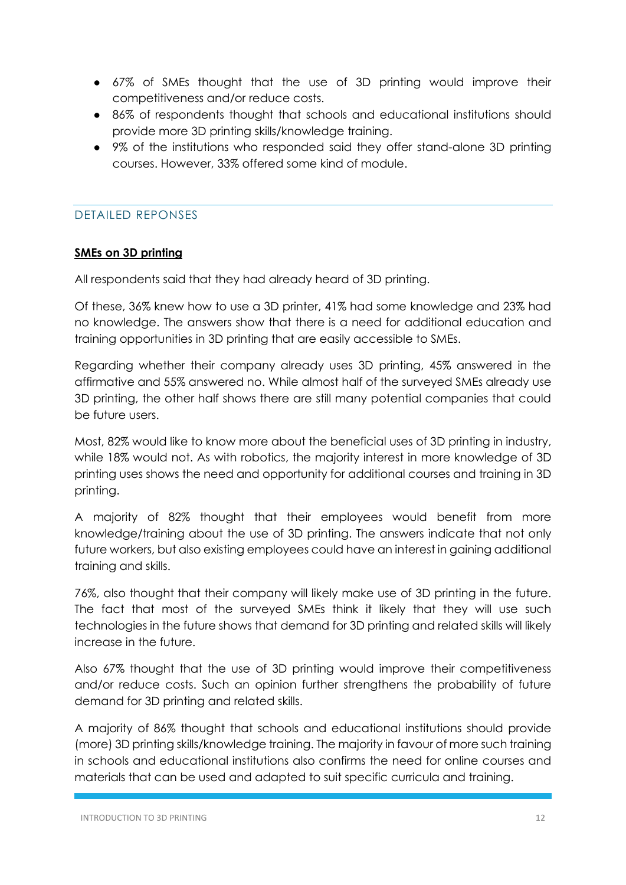- 67% of SMEs thought that the use of 3D printing would improve their competitiveness and/or reduce costs.
- 86% of respondents thought that schools and educational institutions should provide more 3D printing skills/knowledge training.
- 9% of the institutions who responded said they offer stand-alone 3D printing courses. However, 33% offered some kind of module.

## DETAILED REPONSES

**SMEs on 3D printing**

All respondents said that they had already heard of 3D printing.

Of these, 36% knew how to use a 3D printer, 41% had some knowledge and 23% had no knowledge. The answers show that there is a need for additional education and training opportunities in 3D printing that are easily accessible to SMEs.

Regarding whether their company already uses 3D printing, 45% answered in the affirmative and 55% answered no. While almost half of the surveyed SMEs already use 3D printing, the other half shows there are still many potential companies that could be future users.

Most, 82% would like to know more about the beneficial uses of 3D printing in industry, while 18% would not. As with robotics, the majority interest in more knowledge of 3D printing uses shows the need and opportunity for additional courses and training in 3D printing.

A majority of 82% thought that their employees would benefit from more knowledge/training about the use of 3D printing. The answers indicate that not only future workers, but also existing employees could have an interest in gaining additional training and skills.

76%, also thought that their company will likely make use of 3D printing in the future. The fact that most of the surveyed SMEs think it likely that they will use such technologies in the future shows that demand for 3D printing and related skills will likely increase in the future.

Also 67% thought that the use of 3D printing would improve their competitiveness and/or reduce costs. Such an opinion further strengthens the probability of future demand for 3D printing and related skills.

A majority of 86% thought that schools and educational institutions should provide (more) 3D printing skills/knowledge training. The majority in favour of more such training in schools and educational institutions also confirms the need for online courses and materials that can be used and adapted to suit specific curricula and training.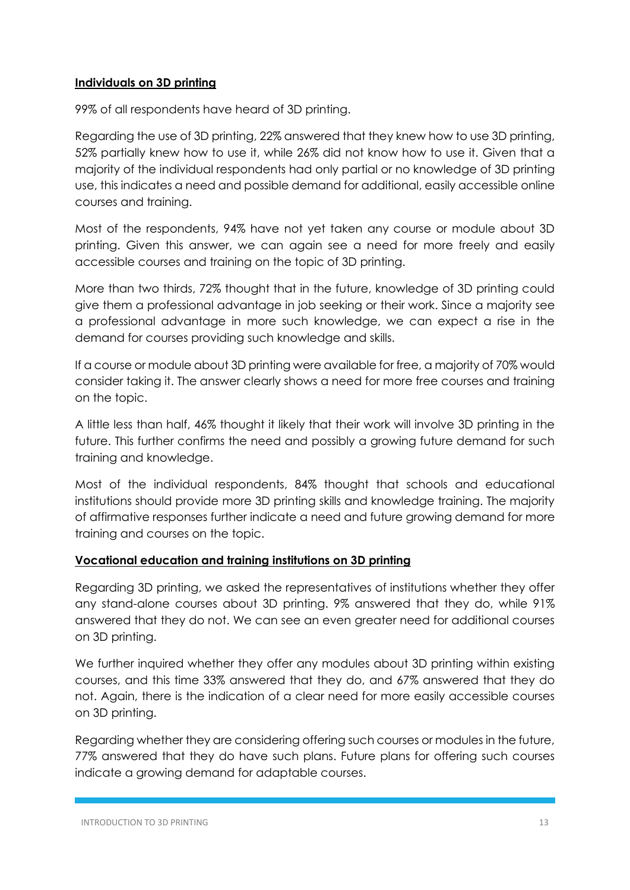**<u>Individuals on 3D printing</u>**

99% of all respondents have heard of 3D printing.

Regarding the use of 3D printing, 22% answered that they knew how to use 3D printing, 52% partially knew how to use it, while 26% did not know how to use it. Given that a majority of the individual respondents had only partial or no knowledge of 3D printing use, this indicates a need and possible demand for additional, easily accessible online courses and training.

Most of the respondents, 94% have not yet taken any course or module about 3D printing. Given this answer, we can again see a need for more freely and easily accessible courses and training on the topic of 3D printing.

More than two thirds, 72% thought that in the future, knowledge of 3D printing could give them a professional advantage in job seeking or their work. Since a majority see a professional advantage in more such knowledge, we can expect a rise in the demand for courses providing such knowledge and skills.

If a course or module about 3D printing were available for free, a majority of 70% would consider taking it. The answer clearly shows a need for more free courses and training on the topic.

A little less than half, 46% thought it likely that their work will involve 3D printing in the future. This further confirms the need and possibly a growing future demand for such training and knowledge.

Most of the individual respondents, 84% thought that schools and educational institutions should provide more 3D printing skills and knowledge training. The majority of affirmative responses further indicate a need and future growing demand for more training and courses on the topic.

**<u>Vocational education and training institutions on 3D printing</u>**

Regarding 3D printing, we asked the representatives of institutions whether they offer any stand-alone courses about 3D printing. 9% answered that they do, while 91% answered that they do not. We can see an even greater need for additional courses on 3D printing.

We further inquired whether they offer any modules about 3D printing within existing courses, and this time 33% answered that they do, and 67% answered that they do not. Again, there is the indication of a clear need for more easily accessible courses on 3D printing.

Regarding whether they are considering offering such courses or modules in the future, 77% answered that they do have such plans. Future plans for offering such courses indicate a growing demand for adaptable courses.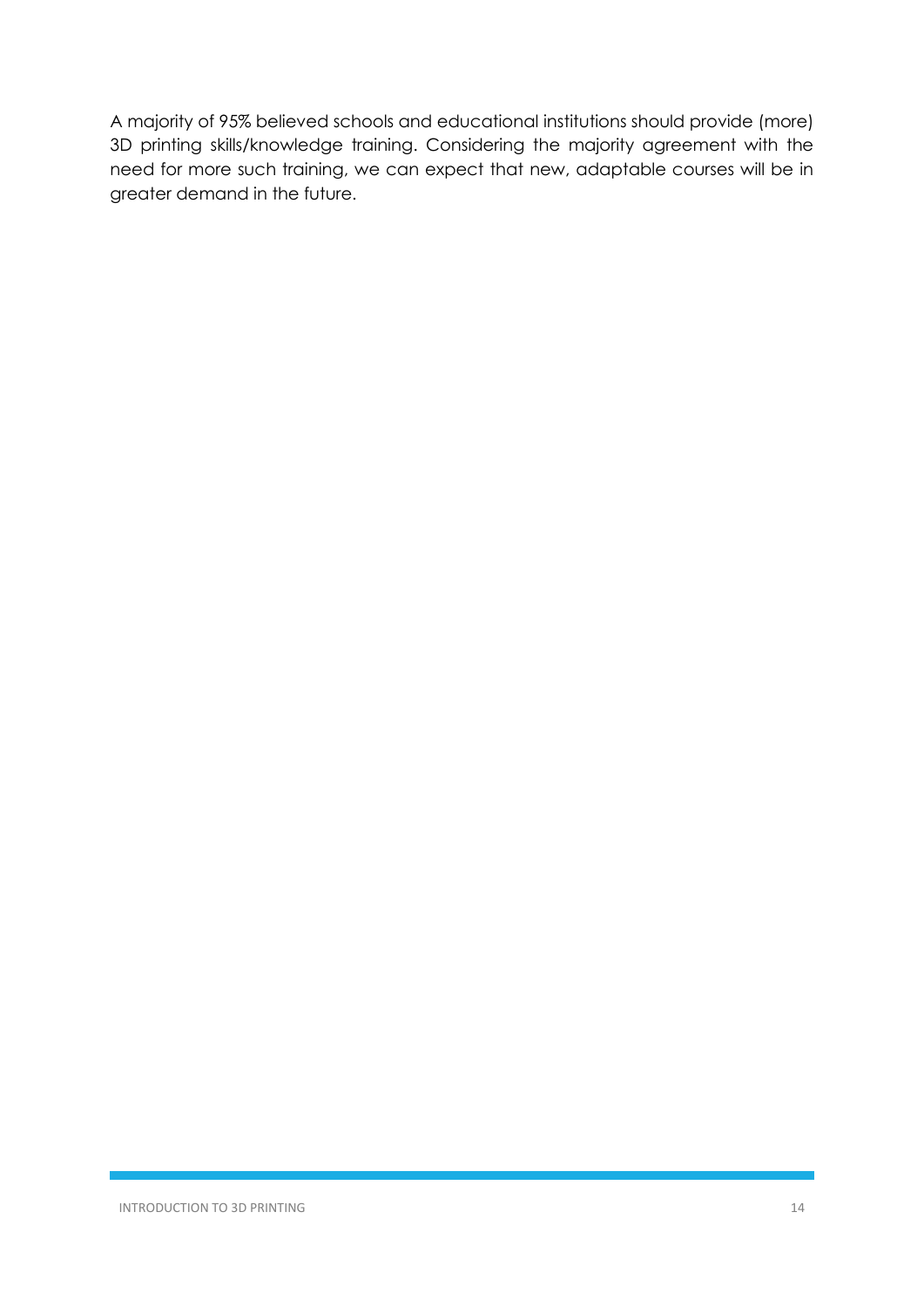A majority of 95% believed schools and educational institutions should provide (more) 3D printing skills/knowledge training. Considering the majority agreement with the need for more such training, we can expect that new, adaptable courses will be in greater demand in the future.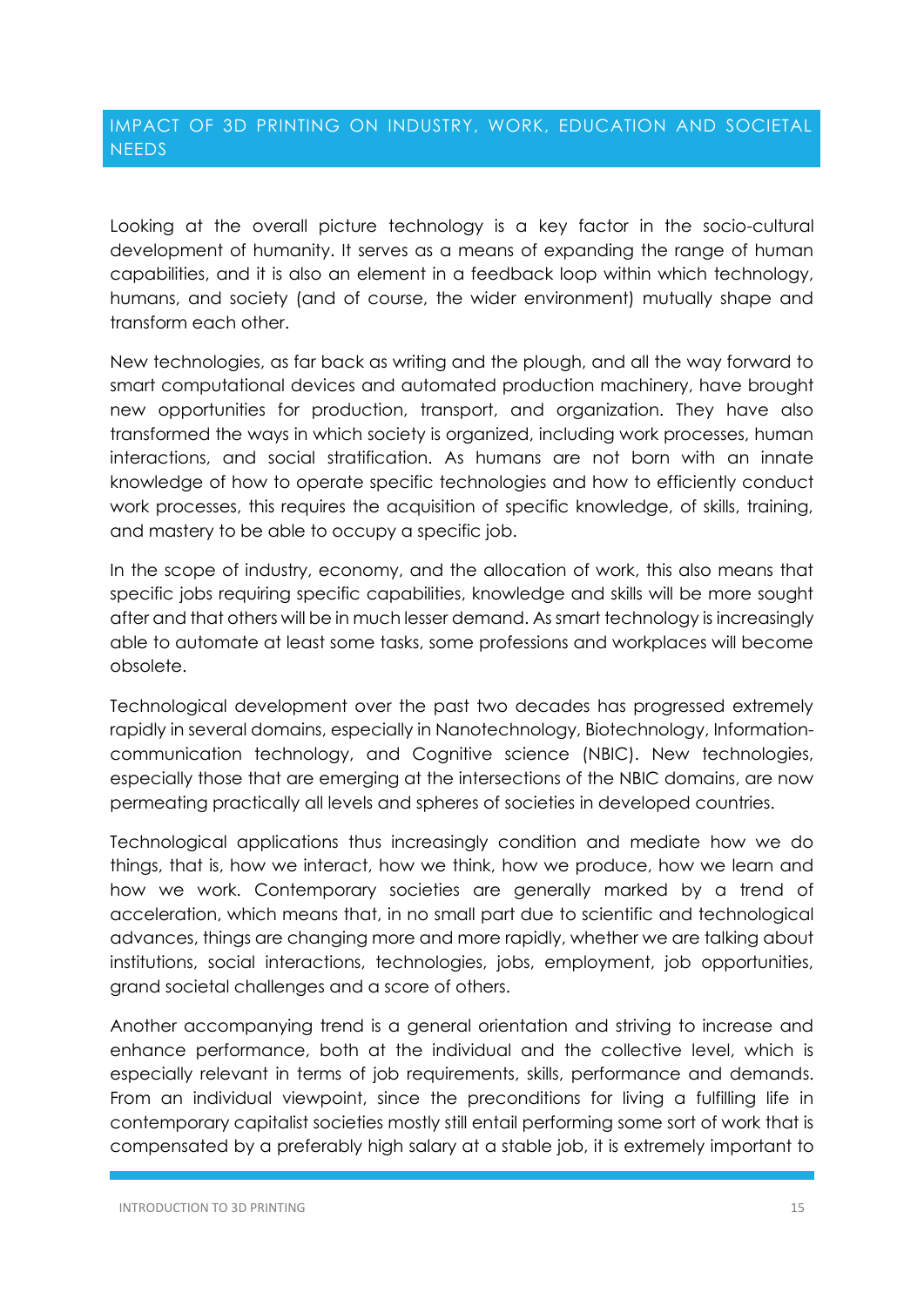## IMPACT OF 3D PRINTING ON INDUSTRY, WORK, EDUCATION AND SOCIETAL NEEDS

Looking at the overall picture technology is a key factor in the socio-cultural development of humanity. It serves as a means of expanding the range of human capabilities, and it is also an element in a feedback loop within which technology, humans, and society (and of course, the wider environment) mutually shape and transform each other.

New technologies, as far back as writing and the plough, and all the way forward to smart computational devices and automated production machinery, have brought new opportunities for production, transport, and organization. They have also transformed the ways in which society is organized, including work processes, human interactions, and social stratification. As humans are not born with an innate knowledge of how to operate specific technologies and how to efficiently conduct work processes, this requires the acquisition of specific knowledge, of skills, training, and mastery to be able to occupy a specific job.

In the scope of industry, economy, and the allocation of work, this also means that specific jobs requiring specific capabilities, knowledge and skills will be more sought after and that others will be in much lesser demand. As smart technology is increasingly able to automate at least some tasks, some professions and workplaces will become obsolete.

Technological development over the past two decades has progressed extremely rapidly in several domains, especially in Nanotechnology, Biotechnology, Information-communication technology, and Cognitive science (NBIC). New technologies, especially those that are emerging at the intersections of the NBIC domains, are now permeating practically all levels and spheres of societies in developed countries.

Technological applications thus increasingly condition and mediate how we do things, that is, how we interact, how we think, how we produce, how we learn and how we work. Contemporary societies are generally marked by a trend of acceleration, which means that, in no small part due to scientific and technological advances, things are changing more and more rapidly, whether we are talking about institutions, social interactions, technologies, jobs, employment, job opportunities, grand societal challenges and a score of others.

Another accompanying trend is a general orientation and striving to increase and enhance performance, both at the individual and the collective level, which is especially relevant in terms of job requirements, skills, performance and demands. From an individual viewpoint, since the preconditions for living a fulfilling life in contemporary capitalist societies mostly still entail performing some sort of work that is compensated by a preferably high salary at a stable job, it is extremely important to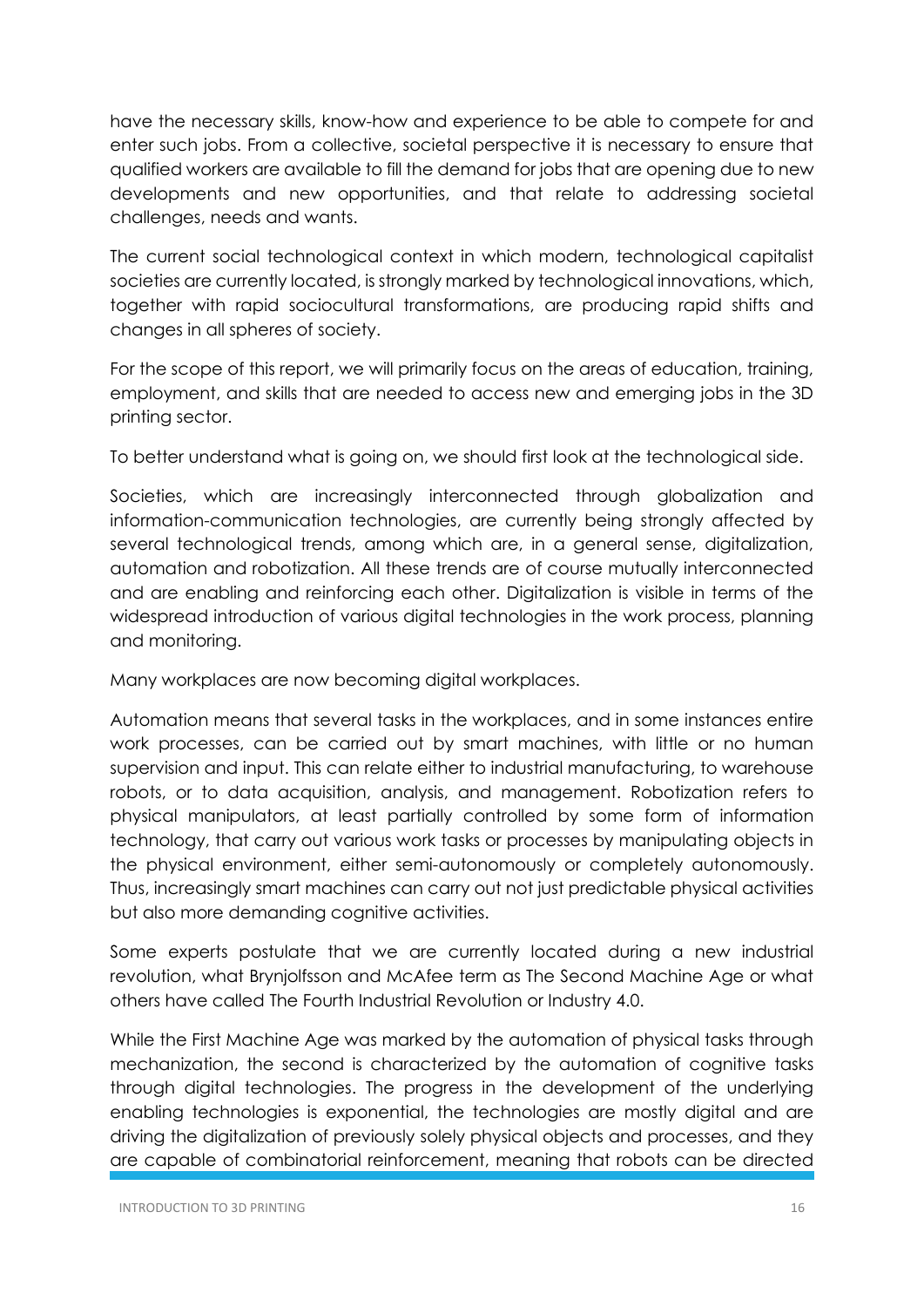have the necessary skills, know-how and experience to be able to compete for and enter such jobs. From a collective, societal perspective it is necessary to ensure that qualified workers are available to fill the demand for jobs that are opening due to new developments and new opportunities, and that relate to addressing societal challenges, needs and wants.

The current social technological context in which modern, technological capitalist societies are currently located, is strongly marked by technological innovations, which, together with rapid sociocultural transformations, are producing rapid shifts and changes in all spheres of society.

For the scope of this report, we will primarily focus on the areas of education, training, employment, and skills that are needed to access new and emerging jobs in the 3D printing sector.

To better understand what is going on, we should first look at the technological side.

Societies, which are increasingly interconnected through globalization and information-communication technologies, are currently being strongly affected by several technological trends, among which are, in a general sense, digitalization, automation and robotization. All these trends are of course mutually interconnected and are enabling and reinforcing each other. Digitalization is visible in terms of the widespread introduction of various digital technologies in the work process, planning and monitoring.

Many workplaces are now becoming digital workplaces.

Automation means that several tasks in the workplaces, and in some instances entire work processes, can be carried out by smart machines, with little or no human supervision and input. This can relate either to industrial manufacturing, to warehouse robots, or to data acquisition, analysis, and management. Robotization refers to physical manipulators, at least partially controlled by some form of information technology, that carry out various work tasks or processes by manipulating objects in the physical environment, either semi-autonomously or completely autonomously. Thus, increasingly smart machines can carry out not just predictable physical activities but also more demanding cognitive activities.

Some experts postulate that we are currently located during a new industrial revolution, what Brynjolfsson and McAfee term as The Second Machine Age or what others have called The Fourth Industrial Revolution or Industry 4.0.

While the First Machine Age was marked by the automation of physical tasks through mechanization, the second is characterized by the automation of cognitive tasks through digital technologies. The progress in the development of the underlying enabling technologies is exponential, the technologies are mostly digital and are driving the digitalization of previously solely physical objects and processes, and they are capable of combinatorial reinforcement, meaning that robots can be directed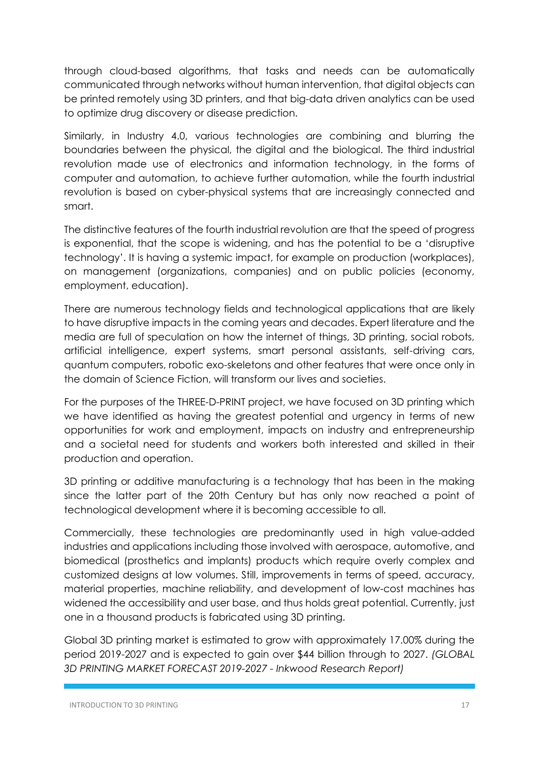through cloud-based algorithms, that tasks and needs can be automatically communicated through networks without human intervention, that digital objects can be printed remotely using 3D printers, and that big-data driven analytics can be used to optimize drug discovery or disease prediction.

Similarly, in Industry 4.0, various technologies are combining and blurring the boundaries between the physical, the digital and the biological. The third industrial revolution made use of electronics and information technology, in the forms of computer and automation, to achieve further automation, while the fourth industrial revolution is based on cyber-physical systems that are increasingly connected and smart.

The distinctive features of the fourth industrial revolution are that the speed of progress is exponential, that the scope is widening, and has the potential to be a 'disruptive technology'. It is having a systemic impact, for example on production (workplaces), on management (organizations, companies) and on public policies (economy, employment, education).

There are numerous technology fields and technological applications that are likely to have disruptive impacts in the coming years and decades. Expert literature and the media are full of speculation on how the internet of things, 3D printing, social robots, artificial intelligence, expert systems, smart personal assistants, self-driving cars, quantum computers, robotic exo-skeletons and other features that were once only in the domain of Science Fiction, will transform our lives and societies.

For the purposes of the THREE-D-PRINT project, we have focused on 3D printing which we have identified as having the greatest potential and urgency in terms of new opportunities for work and employment, impacts on industry and entrepreneurship and a societal need for students and workers both interested and skilled in their production and operation.

3D printing or additive manufacturing is a technology that has been in the making since the latter part of the 20th Century but has only now reached a point of technological development where it is becoming accessible to all.

Commercially, these technologies are predominantly used in high value-added industries and applications including those involved with aerospace, automotive, and biomedical (prosthetics and implants) products which require overly complex and customized designs at low volumes. Still, improvements in terms of speed, accuracy, material properties, machine reliability, and development of low-cost machines has widened the accessibility and user base, and thus holds great potential. Currently, just one in a thousand products is fabricated using 3D printing.

Global 3D printing market is estimated to grow with approximately 17.00% during the period 2019-2027 and is expected to gain over $44 billion through to 2027. *(GLOBAL 3D PRINTING MARKET FORECAST 2019-2027 - Inkwood Research Report)*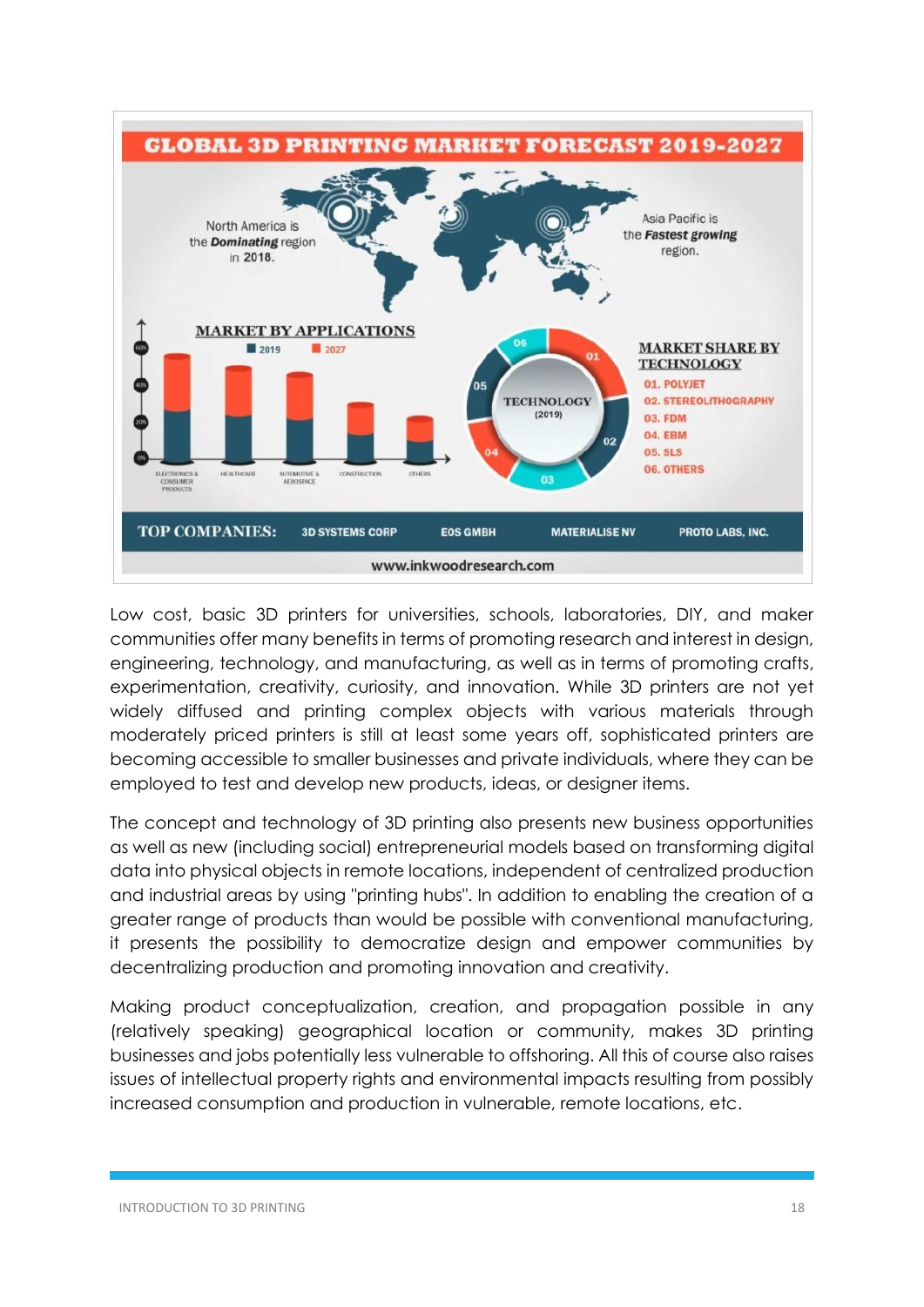Low cost, basic 3D printers for universities, schools, laboratories, DIY, and maker communities offer many benefits in terms of promoting research and interest in design, engineering, technology, and manufacturing, as well as in terms of promoting crafts, experimentation, creativity, curiosity, and innovation. While 3D printers are not yet widely diffused and printing complex objects with various materials through moderately priced printers is still at least some years off, sophisticated printers are becoming accessible to smaller businesses and private individuals, where they can be employed to test and develop new products, ideas, or designer items.

The concept and technology of 3D printing also presents new business opportunities as well as new (including social) entrepreneurial models based on transforming digital data into physical objects in remote locations, independent of centralized production and industrial areas by using "printing hubs". In addition to enabling the creation of a greater range of products than would be possible with conventional manufacturing, it presents the possibility to democratize design and empower communities by decentralizing production and promoting innovation and creativity.

Making product conceptualization, creation, and propagation possible in any (relatively speaking) geographical location or community, makes 3D printing businesses and jobs potentially less vulnerable to offshoring. All this of course also raises issues of intellectual property rights and environmental impacts resulting from possibly increased consumption and production in vulnerable, remote locations, etc.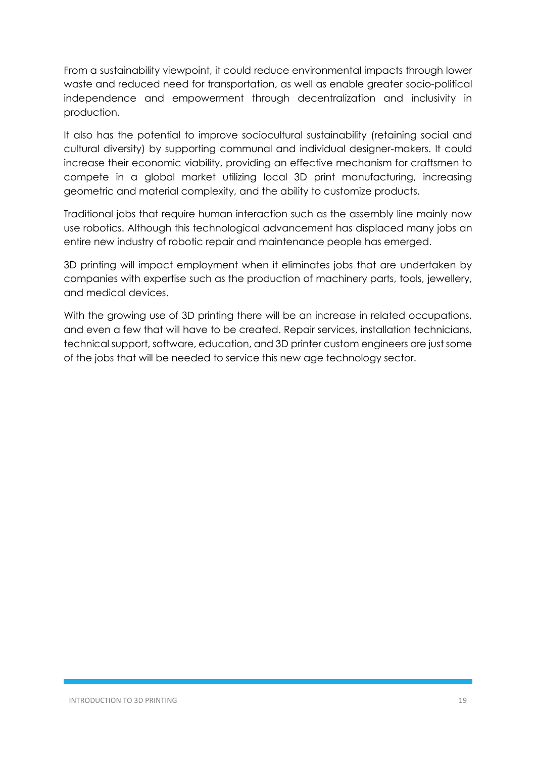From a sustainability viewpoint, it could reduce environmental impacts through lower waste and reduced need for transportation, as well as enable greater socio-political independence and empowerment through decentralization and inclusivity in production.

It also has the potential to improve sociocultural sustainability (retaining social and cultural diversity) by supporting communal and individual designer-makers. It could increase their economic viability, providing an effective mechanism for craftsmen to compete in a global market utilizing local 3D print manufacturing, increasing geometric and material complexity, and the ability to customize products.

Traditional jobs that require human interaction such as the assembly line mainly now use robotics. Although this technological advancement has displaced many jobs an entire new industry of robotic repair and maintenance people has emerged.

3D printing will impact employment when it eliminates jobs that are undertaken by companies with expertise such as the production of machinery parts, tools, jewellery, and medical devices.

With the growing use of 3D printing there will be an increase in related occupations, and even a few that will have to be created. Repair services, installation technicians, technical support, software, education, and 3D printer custom engineers are just some of the jobs that will be needed to service this new age technology sector.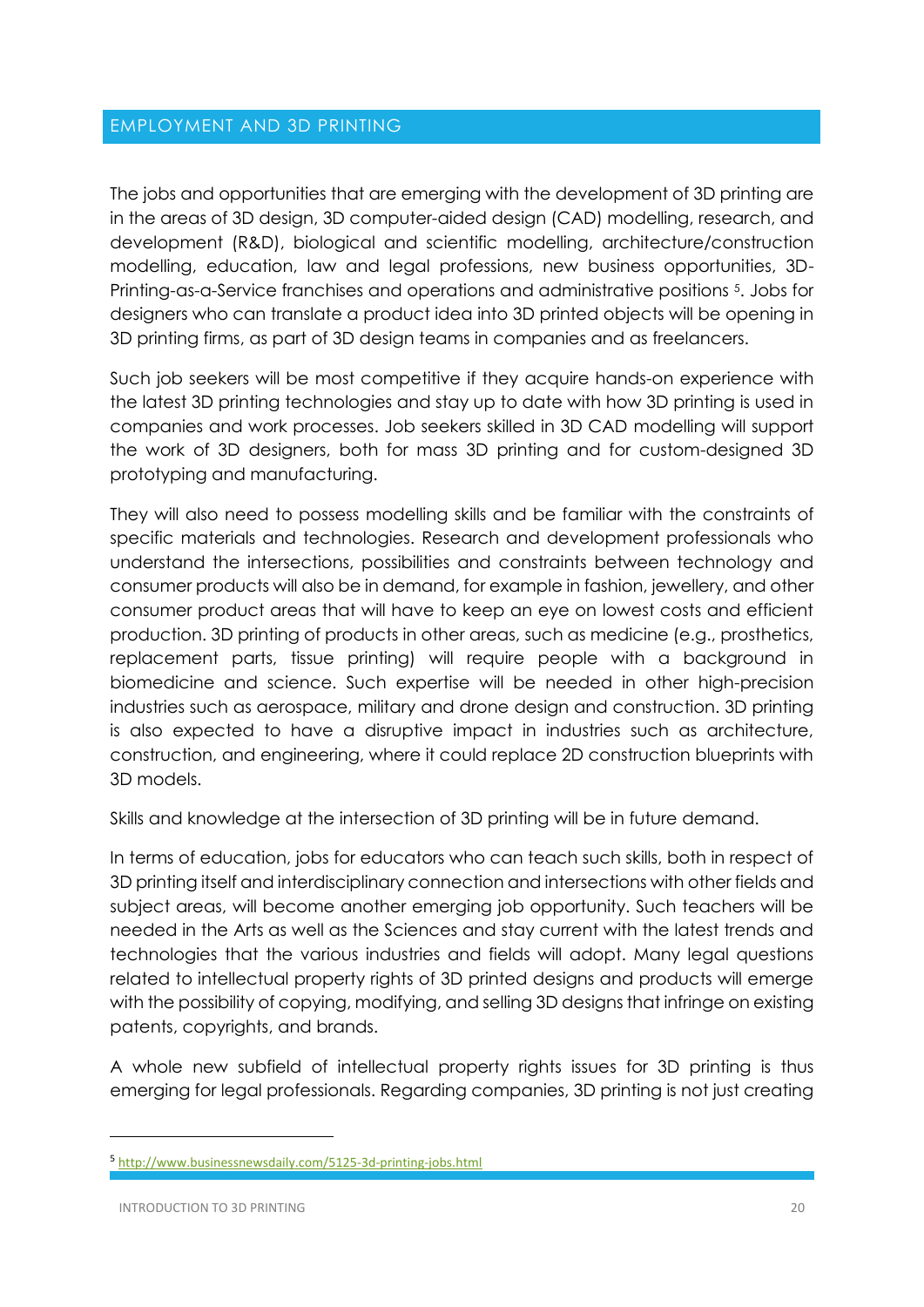## EMPLOYMENT AND 3D PRINTING

The jobs and opportunities that are emerging with the development of 3D printing are in the areas of 3D design, 3D computer-aided design (CAD) modelling, research, and development (R&D), biological and scientific modelling, architecture/construction modelling, education, law and legal professions, new business opportunities, 3D-Printing-as-a-Service franchises and operations and administrative positions [5]. Jobs for designers who can translate a product idea into 3D printed objects will be opening in 3D printing firms, as part of 3D design teams in companies and as freelancers.

Such job seekers will be most competitive if they acquire hands-on experience with the latest 3D printing technologies and stay up to date with how 3D printing is used in companies and work processes. Job seekers skilled in 3D CAD modelling will support the work of 3D designers, both for mass 3D printing and for custom-designed 3D prototyping and manufacturing.

They will also need to possess modelling skills and be familiar with the constraints of specific materials and technologies. Research and development professionals who understand the intersections, possibilities and constraints between technology and consumer products will also be in demand, for example in fashion, jewellery, and other consumer product areas that will have to keep an eye on lowest costs and efficient production. 3D printing of products in other areas, such as medicine (e.g., prosthetics, replacement parts, tissue printing) will require people with a background in biomedicine and science. Such expertise will be needed in other high-precision industries such as aerospace, military and drone design and construction. 3D printing is also expected to have a disruptive impact in industries such as architecture, construction, and engineering, where it could replace 2D construction blueprints with 3D models.

Skills and knowledge at the intersection of 3D printing will be in future demand.

In terms of education, jobs for educators who can teach such skills, both in respect of 3D printing itself and interdisciplinary connection and intersections with other fields and subject areas, will become another emerging job opportunity. Such teachers will be needed in the Arts as well as the Sciences and stay current with the latest trends and technologies that the various industries and fields will adopt. Many legal questions related to intellectual property rights of 3D printed designs and products will emerge with the possibility of copying, modifying, and selling 3D designs that infringe on existing patents, copyrights, and brands.

A whole new subfield of intellectual property rights issues for 3D printing is thus emerging for legal professionals. Regarding companies, 3D printing is not just creating

[5] http://www.businessnewsdaily.com/5125-3d-printing-jobs.html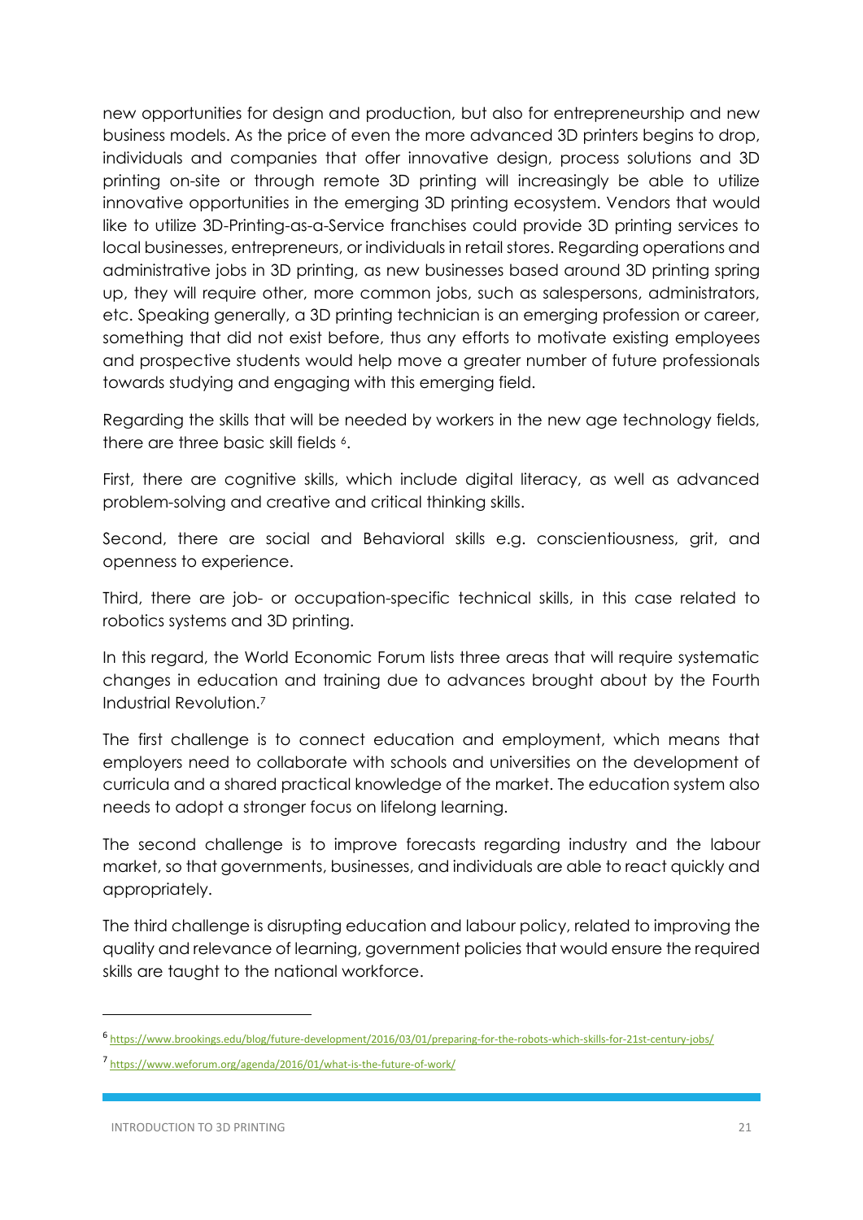new opportunities for design and production, but also for entrepreneurship and new business models. As the price of even the more advanced 3D printers begins to drop, individuals and companies that offer innovative design, process solutions and 3D printing on-site or through remote 3D printing will increasingly be able to utilize innovative opportunities in the emerging 3D printing ecosystem. Vendors that would like to utilize 3D-Printing-as-a-Service franchises could provide 3D printing services to local businesses, entrepreneurs, or individuals in retail stores. Regarding operations and administrative jobs in 3D printing, as new businesses based around 3D printing spring up, they will require other, more common jobs, such as salespersons, administrators, etc. Speaking generally, a 3D printing technician is an emerging profession or career, something that did not exist before, thus any efforts to motivate existing employees and prospective students would help move a greater number of future professionals towards studying and engaging with this emerging field.

Regarding the skills that will be needed by workers in the new age technology fields, there are three basic skill fields [6].

First, there are cognitive skills, which include digital literacy, as well as advanced problem-solving and creative and critical thinking skills.

Second, there are social and Behavioral skills e.g. conscientiousness, grit, and openness to experience.

Third, there are job- or occupation-specific technical skills, in this case related to robotics systems and 3D printing.

In this regard, the World Economic Forum lists three areas that will require systematic changes in education and training due to advances brought about by the Fourth Industrial Revolution.[7]

The first challenge is to connect education and employment, which means that employers need to collaborate with schools and universities on the development of curricula and a shared practical knowledge of the market. The education system also needs to adopt a stronger focus on lifelong learning.

The second challenge is to improve forecasts regarding industry and the labour market, so that governments, businesses, and individuals are able to react quickly and appropriately.

The third challenge is disrupting education and labour policy, related to improving the quality and relevance of learning, government policies that would ensure the required skills are taught to the national workforce.

---

[6] https://www.brookings.edu/blog/future-development/2016/03/01/preparing-for-the-robots-which-skills-for-21st-century-jobs/

[7] https://www.weforum.org/agenda/2016/01/what-is-the-future-of-work/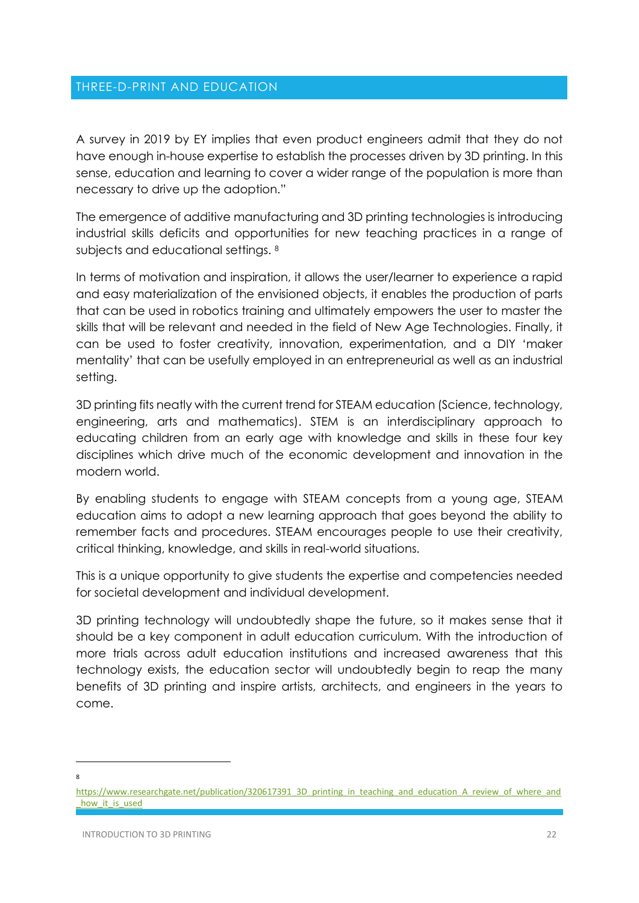## THREE-D-PRINT AND EDUCATION

A survey in 2019 by EY implies that even product engineers admit that they do not have enough in-house expertise to establish the processes driven by 3D printing. In this sense, education and learning to cover a wider range of the population is more than necessary to drive up the adoption."

The emergence of additive manufacturing and 3D printing technologies is introducing industrial skills deficits and opportunities for new teaching practices in a range of subjects and educational settings. [8]

In terms of motivation and inspiration, it allows the user/learner to experience a rapid and easy materialization of the envisioned objects, it enables the production of parts that can be used in robotics training and ultimately empowers the user to master the skills that will be relevant and needed in the field of New Age Technologies. Finally, it can be used to foster creativity, innovation, experimentation, and a DIY 'maker mentality' that can be usefully employed in an entrepreneurial as well as an industrial setting.

3D printing fits neatly with the current trend for STEAM education (Science, technology, engineering, arts and mathematics). STEM is an interdisciplinary approach to educating children from an early age with knowledge and skills in these four key disciplines which drive much of the economic development and innovation in the modern world.

By enabling students to engage with STEAM concepts from a young age, STEAM education aims to adopt a new learning approach that goes beyond the ability to remember facts and procedures. STEAM encourages people to use their creativity, critical thinking, knowledge, and skills in real-world situations.

This is a unique opportunity to give students the expertise and competencies needed for societal development and individual development.

3D printing technology will undoubtedly shape the future, so it makes sense that it should be a key component in adult education curriculum. With the introduction of more trials across adult education institutions and increased awareness that this technology exists, the education sector will undoubtedly begin to reap the many benefits of 3D printing and inspire artists, architects, and engineers in the years to come.

---

[8] https://www.researchgate.net/publication/320617391_3D_printing_in_teaching_and_education_A_review_of_where_and_how_it_is_used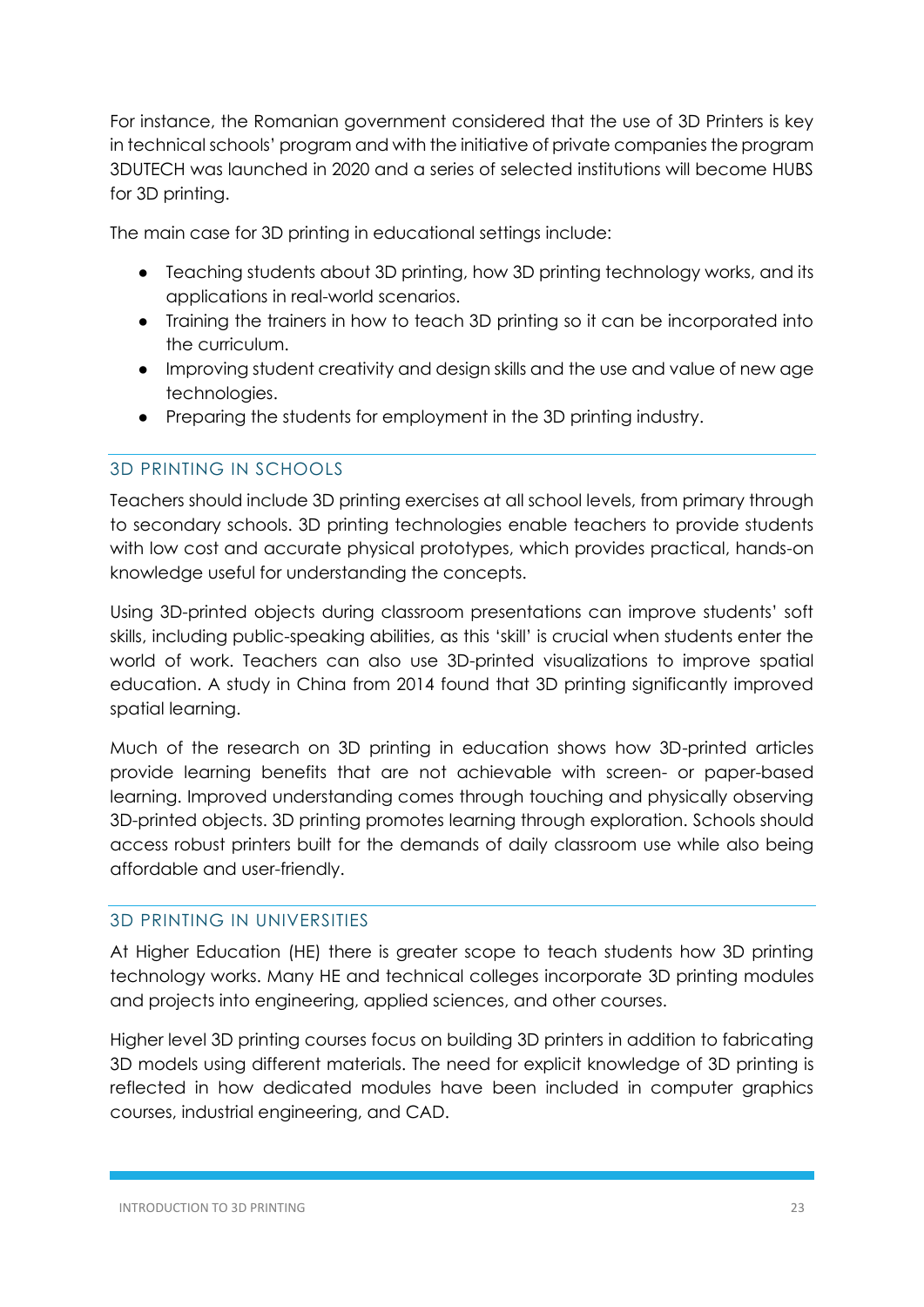For instance, the Romanian government considered that the use of 3D Printers is key in technical schools' program and with the initiative of private companies the program 3DUTECH was launched in 2020 and a series of selected institutions will become HUBS for 3D printing.

The main case for 3D printing in educational settings include:

- Teaching students about 3D printing, how 3D printing technology works, and its applications in real-world scenarios.
- Training the trainers in how to teach 3D printing so it can be incorporated into the curriculum.
- Improving student creativity and design skills and the use and value of new age technologies.
- Preparing the students for employment in the 3D printing industry.

## 3D PRINTING IN SCHOOLS

Teachers should include 3D printing exercises at all school levels, from primary through to secondary schools. 3D printing technologies enable teachers to provide students with low cost and accurate physical prototypes, which provides practical, hands-on knowledge useful for understanding the concepts.

Using 3D-printed objects during classroom presentations can improve students' soft skills, including public-speaking abilities, as this 'skill' is crucial when students enter the world of work. Teachers can also use 3D-printed visualizations to improve spatial education. A study in China from 2014 found that 3D printing significantly improved spatial learning.

Much of the research on 3D printing in education shows how 3D-printed articles provide learning benefits that are not achievable with screen- or paper-based learning. Improved understanding comes through touching and physically observing 3D-printed objects. 3D printing promotes learning through exploration. Schools should access robust printers built for the demands of daily classroom use while also being affordable and user-friendly.

## 3D PRINTING IN UNIVERSITIES

At Higher Education (HE) there is greater scope to teach students how 3D printing technology works. Many HE and technical colleges incorporate 3D printing modules and projects into engineering, applied sciences, and other courses.

Higher level 3D printing courses focus on building 3D printers in addition to fabricating 3D models using different materials. The need for explicit knowledge of 3D printing is reflected in how dedicated modules have been included in computer graphics courses, industrial engineering, and CAD.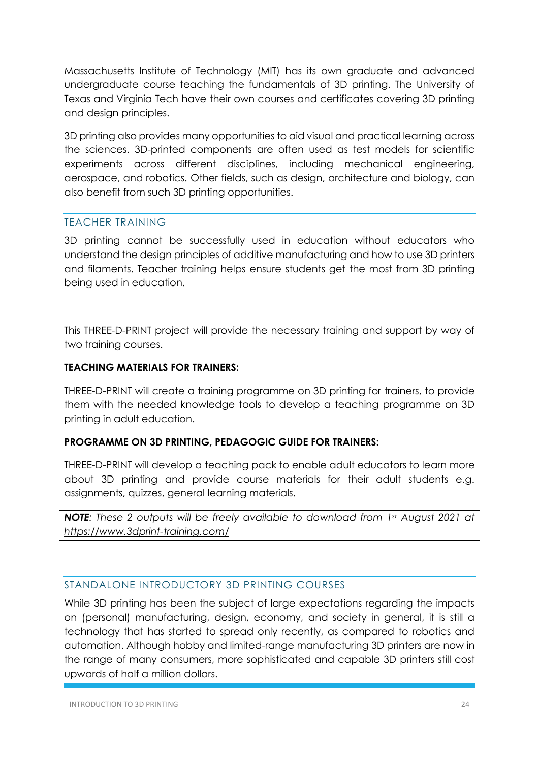Massachusetts Institute of Technology (MIT) has its own graduate and advanced undergraduate course teaching the fundamentals of 3D printing. The University of Texas and Virginia Tech have their own courses and certificates covering 3D printing and design principles.

3D printing also provides many opportunities to aid visual and practical learning across the sciences. 3D-printed components are often used as test models for scientific experiments across different disciplines, including mechanical engineering, aerospace, and robotics. Other fields, such as design, architecture and biology, can also benefit from such 3D printing opportunities.

## TEACHER TRAINING

3D printing cannot be successfully used in education without educators who understand the design principles of additive manufacturing and how to use 3D printers and filaments. Teacher training helps ensure students get the most from 3D printing being used in education.

---

This THREE-D-PRINT project will provide the necessary training and support by way of two training courses.

**TEACHING MATERIALS FOR TRAINERS:**

THREE-D-PRINT will create a training programme on 3D printing for trainers, to provide them with the needed knowledge tools to develop a teaching programme on 3D printing in adult education.

**PROGRAMME ON 3D PRINTING, PEDAGOGIC GUIDE FOR TRAINERS:**

THREE-D-PRINT will develop a teaching pack to enable adult educators to learn more about 3D printing and provide course materials for their adult students e.g. assignments, quizzes, general learning materials.

***NOTE****: These 2 outputs will be freely available to download from 1st August 2021 at https://www.3dprint-training.com/*

## STANDALONE INTRODUCTORY 3D PRINTING COURSES

While 3D printing has been the subject of large expectations regarding the impacts on (personal) manufacturing, design, economy, and society in general, it is still a technology that has started to spread only recently, as compared to robotics and automation. Although hobby and limited-range manufacturing 3D printers are now in the range of many consumers, more sophisticated and capable 3D printers still cost upwards of half a million dollars.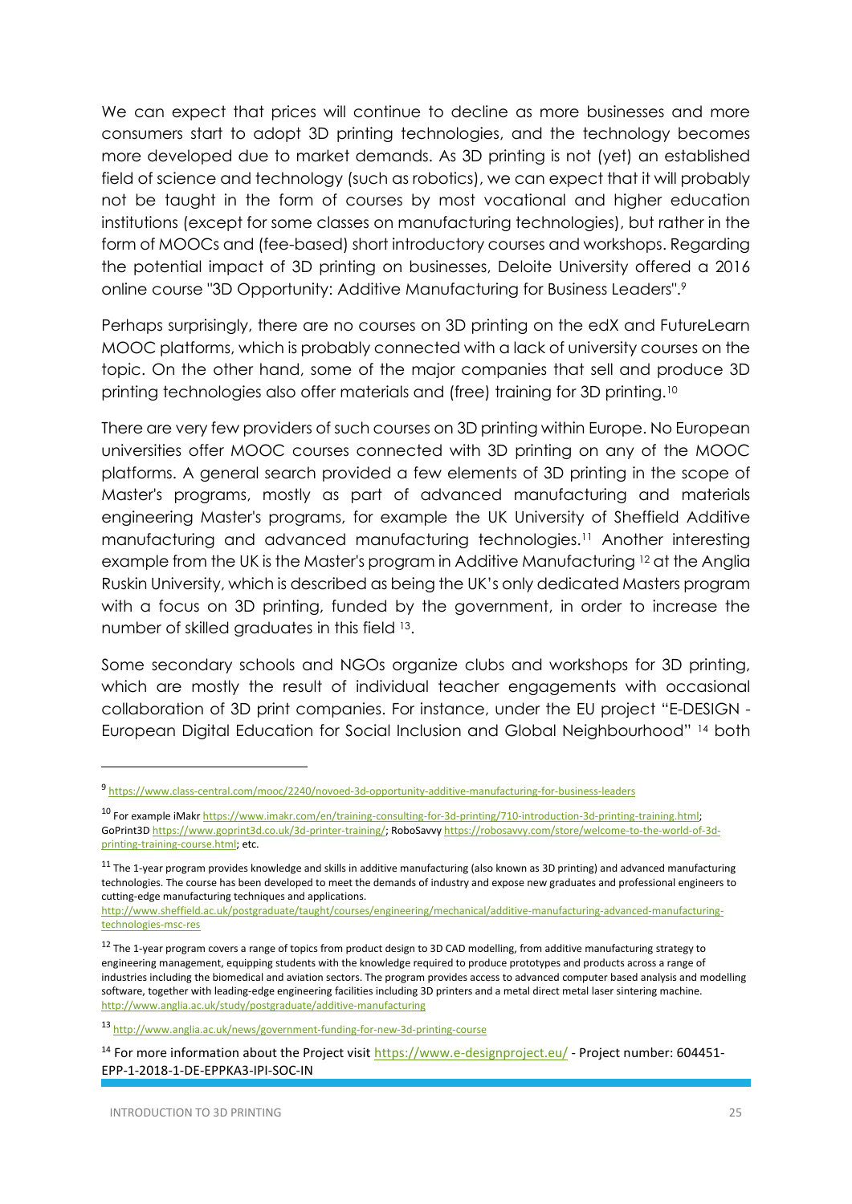We can expect that prices will continue to decline as more businesses and more consumers start to adopt 3D printing technologies, and the technology becomes more developed due to market demands. As 3D printing is not (yet) an established field of science and technology (such as robotics), we can expect that it will probably not be taught in the form of courses by most vocational and higher education institutions (except for some classes on manufacturing technologies), but rather in the form of MOOCs and (fee-based) short introductory courses and workshops. Regarding the potential impact of 3D printing on businesses, Deloite University offered a 2016 online course "3D Opportunity: Additive Manufacturing for Business Leaders".[9]

Perhaps surprisingly, there are no courses on 3D printing on the edX and FutureLearn MOOC platforms, which is probably connected with a lack of university courses on the topic. On the other hand, some of the major companies that sell and produce 3D printing technologies also offer materials and (free) training for 3D printing.[10]

There are very few providers of such courses on 3D printing within Europe. No European universities offer MOOC courses connected with 3D printing on any of the MOOC platforms. A general search provided a few elements of 3D printing in the scope of Master's programs, mostly as part of advanced manufacturing and materials engineering Master's programs, for example the UK University of Sheffield Additive manufacturing and advanced manufacturing technologies.[11] Another interesting example from the UK is the Master's program in Additive Manufacturing [12] at the Anglia Ruskin University, which is described as being the UK's only dedicated Masters program with a focus on 3D printing, funded by the government, in order to increase the number of skilled graduates in this field [13].

Some secondary schools and NGOs organize clubs and workshops for 3D printing, which are mostly the result of individual teacher engagements with occasional collaboration of 3D print companies. For instance, under the EU project "E-DESIGN - European Digital Education for Social Inclusion and Global Neighbourhood" [14] both

---

[9] https://www.class-central.com/mooc/2240/novoed-3d-opportunity-additive-manufacturing-for-business-leaders

[10] For example iMakr https://www.imakr.com/en/training-consulting-for-3d-printing/710-introduction-3d-printing-training.html; GoPrint3D https://www.goprint3d.co.uk/3d-printer-training/; RoboSavvy https://robosavvy.com/store/welcome-to-the-world-of-3d-printing-training-course.html; etc.

[11] The 1-year program provides knowledge and skills in additive manufacturing (also known as 3D printing) and advanced manufacturing technologies. The course has been developed to meet the demands of industry and expose new graduates and professional engineers to cutting-edge manufacturing techniques and applications. http://www.sheffield.ac.uk/postgraduate/taught/courses/engineering/mechanical/additive-manufacturing-advanced-manufacturing-technologies-msc-res

[12] The 1-year program covers a range of topics from product design to 3D CAD modelling, from additive manufacturing strategy to engineering management, equipping students with the knowledge required to produce prototypes and products across a range of industries including the biomedical and aviation sectors. The program provides access to advanced computer based analysis and modelling software, together with leading-edge engineering facilities including 3D printers and a metal direct metal laser sintering machine. http://www.anglia.ac.uk/study/postgraduate/additive-manufacturing

[13] http://www.anglia.ac.uk/news/government-funding-for-new-3d-printing-course

[14] For more information about the Project visit https://www.e-designproject.eu/ - Project number: 604451-EPP-1-2018-1-DE-EPPKA3-IPI-SOC-IN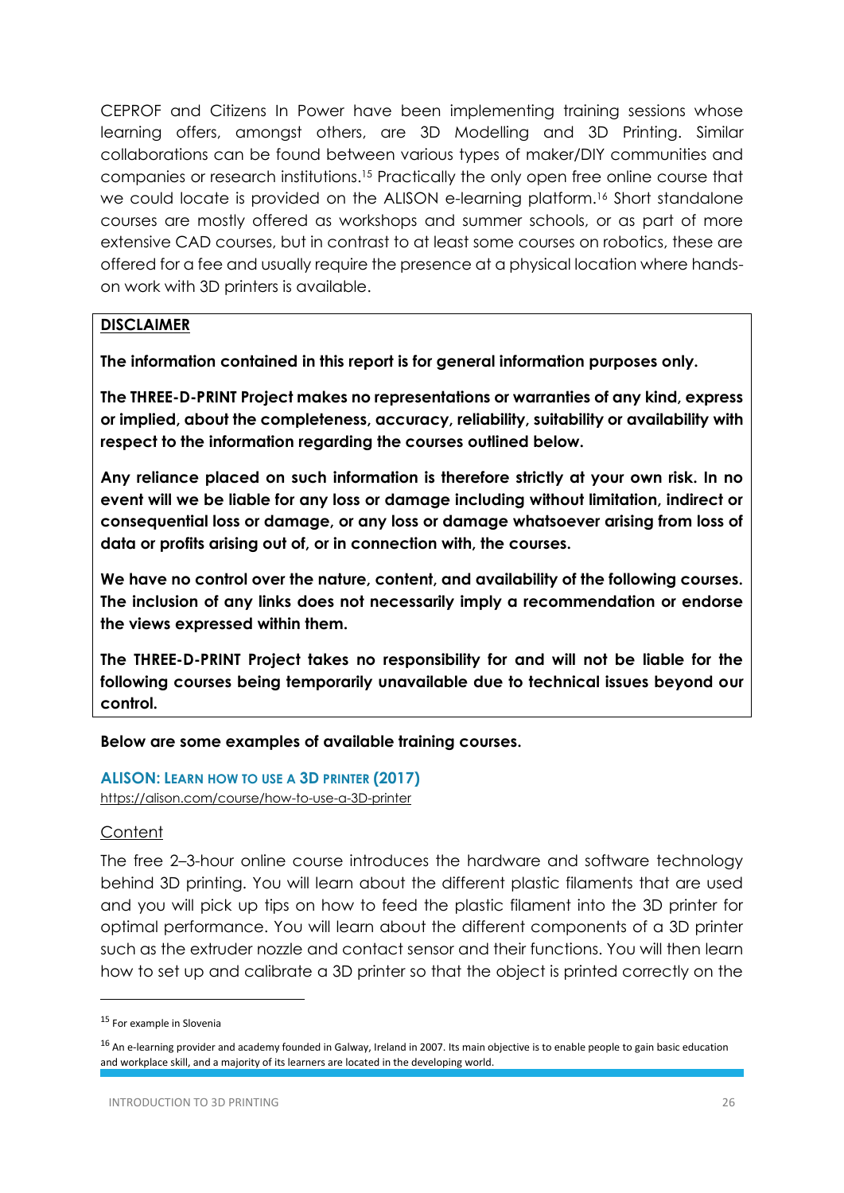CEPROF and Citizens In Power have been implementing training sessions whose learning offers, amongst others, are 3D Modelling and 3D Printing. Similar collaborations can be found between various types of maker/DIY communities and companies or research institutions.[15] Practically the only open free online course that we could locate is provided on the ALISON e-learning platform.[16] Short standalone courses are mostly offered as workshops and summer schools, or as part of more extensive CAD courses, but in contrast to at least some courses on robotics, these are offered for a fee and usually require the presence at a physical location where hands-on work with 3D printers is available.

> **DISCLAIMER**
>
> **The information contained in this report is for general information purposes only.**
>
> **The THREE-D-PRINT Project makes no representations or warranties of any kind, express or implied, about the completeness, accuracy, reliability, suitability or availability with respect to the information regarding the courses outlined below.**
>
> **Any reliance placed on such information is therefore strictly at your own risk. In no event will we be liable for any loss or damage including without limitation, indirect or consequential loss or damage, or any loss or damage whatsoever arising from loss of data or profits arising out of, or in connection with, the courses.**
>
> **We have no control over the nature, content, and availability of the following courses. The inclusion of any links does not necessarily imply a recommendation or endorse the views expressed within them.**
>
> **The THREE-D-PRINT Project takes no responsibility for and will not be liable for the following courses being temporarily unavailable due to technical issues beyond our control.**

**Below are some examples of available training courses.**

### ALISON: Learn how to use a 3D printer (2017)

https://alison.com/course/how-to-use-a-3D-printer

#### Content

The free 2–3-hour online course introduces the hardware and software technology behind 3D printing. You will learn about the different plastic filaments that are used and you will pick up tips on how to feed the plastic filament into the 3D printer for optimal performance. You will learn about the different components of a 3D printer such as the extruder nozzle and contact sensor and their functions. You will then learn how to set up and calibrate a 3D printer so that the object is printed correctly on the

---

[15] For example in Slovenia

[16] An e-learning provider and academy founded in Galway, Ireland in 2007. Its main objective is to enable people to gain basic education and workplace skill, and a majority of its learners are located in the developing world.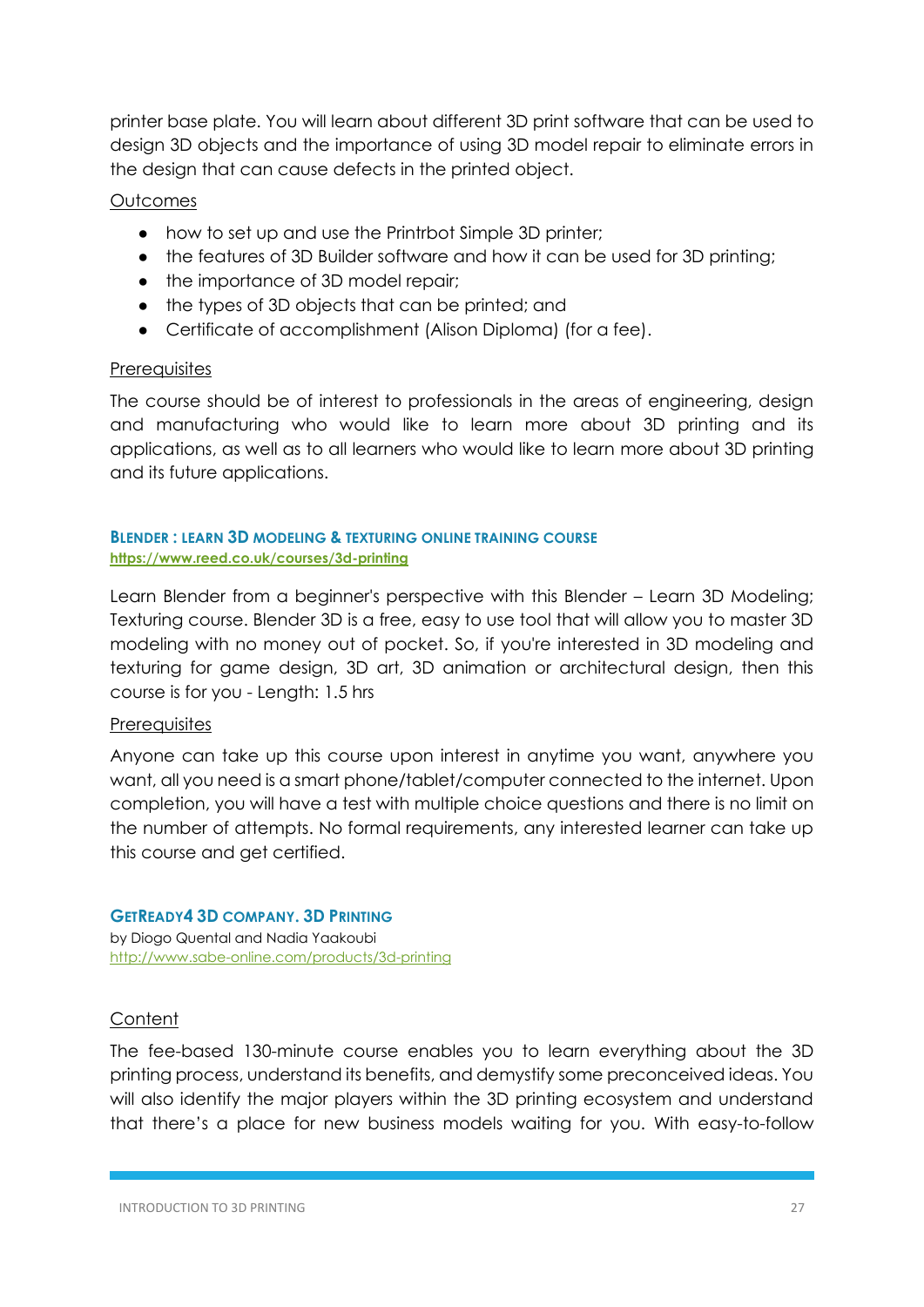printer base plate. You will learn about different 3D print software that can be used to design 3D objects and the importance of using 3D model repair to eliminate errors in the design that can cause defects in the printed object.

Outcomes

- how to set up and use the Printrbot Simple 3D printer;
- the features of 3D Builder software and how it can be used for 3D printing;
- the importance of 3D model repair;
- the types of 3D objects that can be printed; and
- Certificate of accomplishment (Alison Diploma) (for a fee).

Prerequisites

The course should be of interest to professionals in the areas of engineering, design and manufacturing who would like to learn more about 3D printing and its applications, as well as to all learners who would like to learn more about 3D printing and its future applications.

### BLENDER : LEARN 3D MODELING & TEXTURING ONLINE TRAINING COURSE

**https://www.reed.co.uk/courses/3d-printing**

Learn Blender from a beginner's perspective with this Blender – Learn 3D Modeling; Texturing course. Blender 3D is a free, easy to use tool that will allow you to master 3D modeling with no money out of pocket. So, if you're interested in 3D modeling and texturing for game design, 3D art, 3D animation or architectural design, then this course is for you - Length: 1.5 hrs

Prerequisites

Anyone can take up this course upon interest in anytime you want, anywhere you want, all you need is a smart phone/tablet/computer connected to the internet. Upon completion, you will have a test with multiple choice questions and there is no limit on the number of attempts. No formal requirements, any interested learner can take up this course and get certified.

### GETREADY4 3D COMPANY. 3D PRINTING

by Diogo Quental and Nadia Yaakoubi
http://www.sabe-online.com/products/3d-printing

Content

The fee-based 130-minute course enables you to learn everything about the 3D printing process, understand its benefits, and demystify some preconceived ideas. You will also identify the major players within the 3D printing ecosystem and understand that there's a place for new business models waiting for you. With easy-to-follow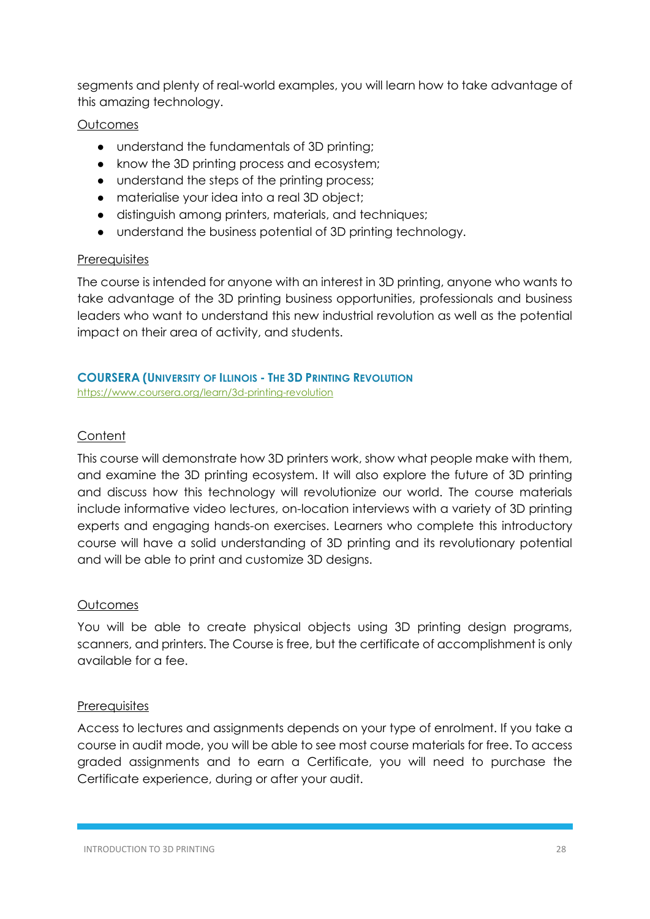segments and plenty of real-world examples, you will learn how to take advantage of this amazing technology.

Outcomes

- understand the fundamentals of 3D printing;
- know the 3D printing process and ecosystem;
- understand the steps of the printing process;
- materialise your idea into a real 3D object;
- distinguish among printers, materials, and techniques;
- understand the business potential of 3D printing technology.

Prerequisites

The course is intended for anyone with an interest in 3D printing, anyone who wants to take advantage of the 3D printing business opportunities, professionals and business leaders who want to understand this new industrial revolution as well as the potential impact on their area of activity, and students.

### COURSERA (UNIVERSITY OF ILLINOIS - THE 3D PRINTING REVOLUTION

https://www.coursera.org/learn/3d-printing-revolution

Content

This course will demonstrate how 3D printers work, show what people make with them, and examine the 3D printing ecosystem. It will also explore the future of 3D printing and discuss how this technology will revolutionize our world. The course materials include informative video lectures, on-location interviews with a variety of 3D printing experts and engaging hands-on exercises. Learners who complete this introductory course will have a solid understanding of 3D printing and its revolutionary potential and will be able to print and customize 3D designs.

Outcomes

You will be able to create physical objects using 3D printing design programs, scanners, and printers. The Course is free, but the certificate of accomplishment is only available for a fee.

Prerequisites

Access to lectures and assignments depends on your type of enrolment. If you take a course in audit mode, you will be able to see most course materials for free. To access graded assignments and to earn a Certificate, you will need to purchase the Certificate experience, during or after your audit.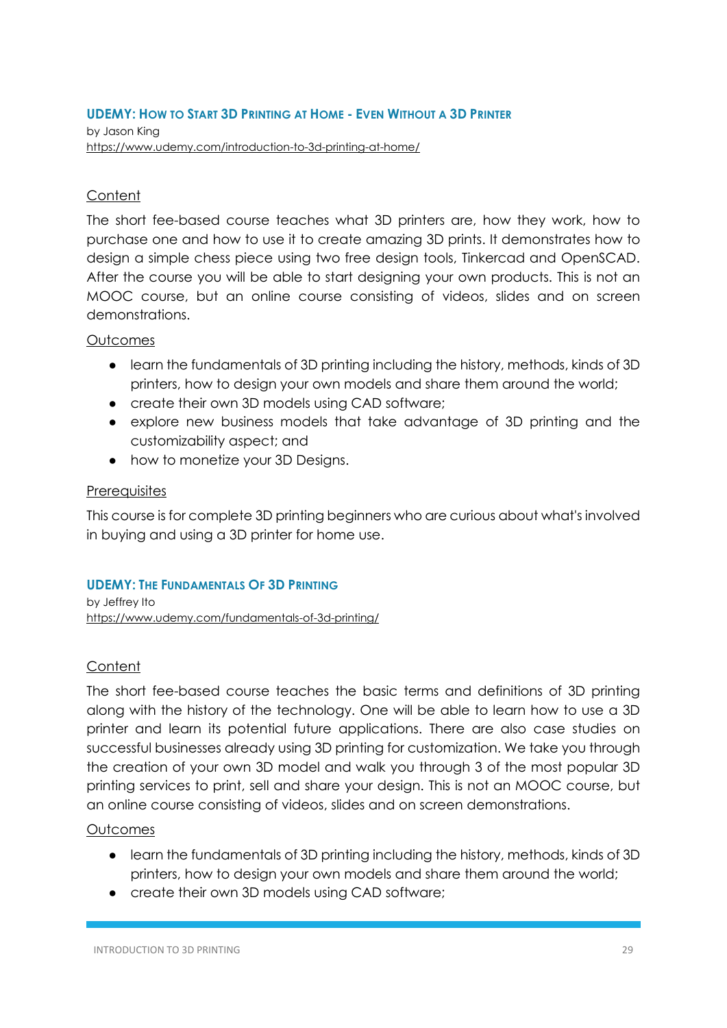### UDEMY: How to Start 3D Printing at Home - Even Without a 3D Printer

by Jason King
https://www.udemy.com/introduction-to-3d-printing-at-home/

Content

The short fee-based course teaches what 3D printers are, how they work, how to purchase one and how to use it to create amazing 3D prints. It demonstrates how to design a simple chess piece using two free design tools, Tinkercad and OpenSCAD. After the course you will be able to start designing your own products. This is not an MOOC course, but an online course consisting of videos, slides and on screen demonstrations.

Outcomes

- learn the fundamentals of 3D printing including the history, methods, kinds of 3D printers, how to design your own models and share them around the world;
- create their own 3D models using CAD software;
- explore new business models that take advantage of 3D printing and the customizability aspect; and
- how to monetize your 3D Designs.

Prerequisites

This course is for complete 3D printing beginners who are curious about what's involved in buying and using a 3D printer for home use.

### UDEMY: The Fundamentals Of 3D Printing

by Jeffrey Ito
https://www.udemy.com/fundamentals-of-3d-printing/

Content

The short fee-based course teaches the basic terms and definitions of 3D printing along with the history of the technology. One will be able to learn how to use a 3D printer and learn its potential future applications. There are also case studies on successful businesses already using 3D printing for customization. We take you through the creation of your own 3D model and walk you through 3 of the most popular 3D printing services to print, sell and share your design. This is not an MOOC course, but an online course consisting of videos, slides and on screen demonstrations.

Outcomes

- learn the fundamentals of 3D printing including the history, methods, kinds of 3D printers, how to design your own models and share them around the world;
- create their own 3D models using CAD software;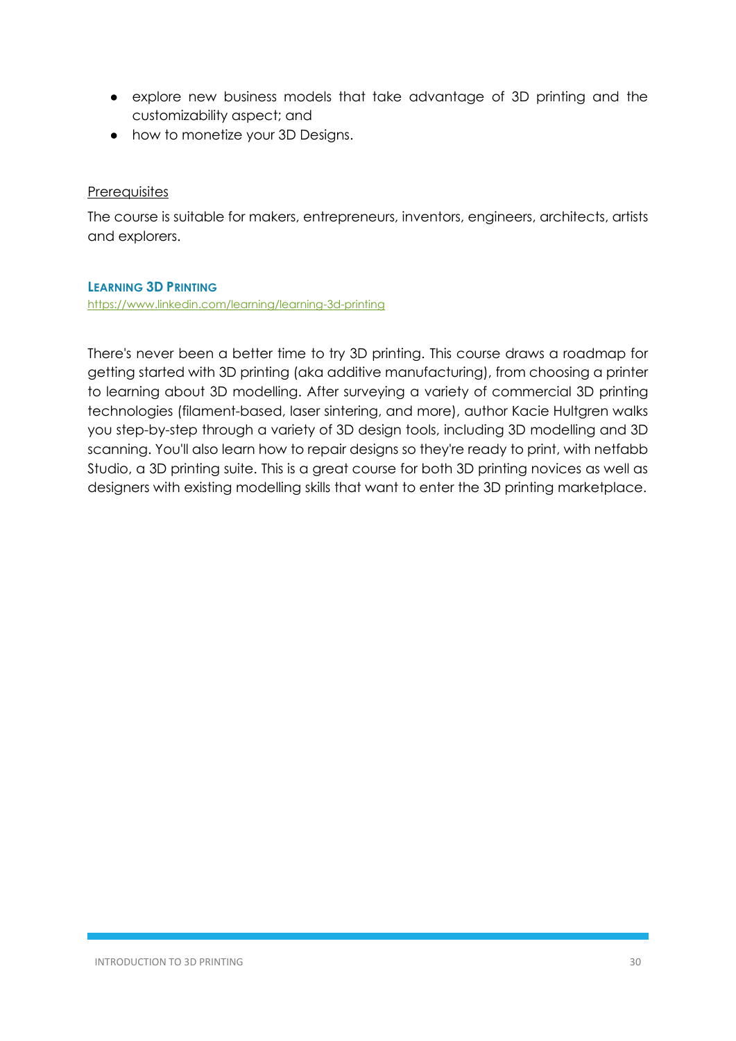- explore new business models that take advantage of 3D printing and the customizability aspect; and
- how to monetize your 3D Designs.

Prerequisites

The course is suitable for makers, entrepreneurs, inventors, engineers, architects, artists and explorers.

### LEARNING 3D PRINTING

https://www.linkedin.com/learning/learning-3d-printing

There's never been a better time to try 3D printing. This course draws a roadmap for getting started with 3D printing (aka additive manufacturing), from choosing a printer to learning about 3D modelling. After surveying a variety of commercial 3D printing technologies (filament-based, laser sintering, and more), author Kacie Hultgren walks you step-by-step through a variety of 3D design tools, including 3D modelling and 3D scanning. You'll also learn how to repair designs so they're ready to print, with netfabb Studio, a 3D printing suite. This is a great course for both 3D printing novices as well as designers with existing modelling skills that want to enter the 3D printing marketplace.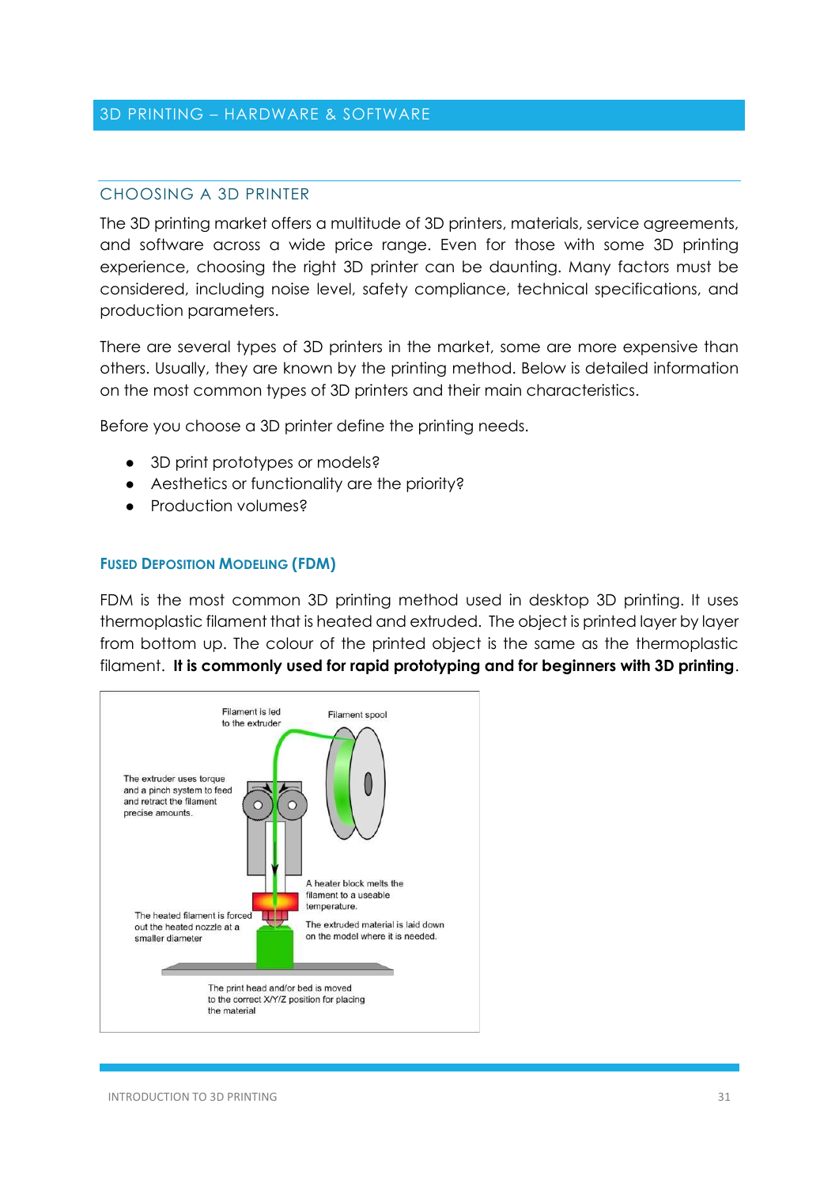# 3D PRINTING – HARDWARE & SOFTWARE

## CHOOSING A 3D PRINTER

The 3D printing market offers a multitude of 3D printers, materials, service agreements, and software across a wide price range. Even for those with some 3D printing experience, choosing the right 3D printer can be daunting. Many factors must be considered, including noise level, safety compliance, technical specifications, and production parameters.

There are several types of 3D printers in the market, some are more expensive than others. Usually, they are known by the printing method. Below is detailed information on the most common types of 3D printers and their main characteristics.

Before you choose a 3D printer define the printing needs.

- 3D print prototypes or models?
- Aesthetics or functionality are the priority?
- Production volumes?

### FUSED DEPOSITION MODELING (FDM)

FDM is the most common 3D printing method used in desktop 3D printing. It uses thermoplastic filament that is heated and extruded. The object is printed layer by layer from bottom up. The colour of the printed object is the same as the thermoplastic filament. **It is commonly used for rapid prototyping and for beginners with 3D printing**.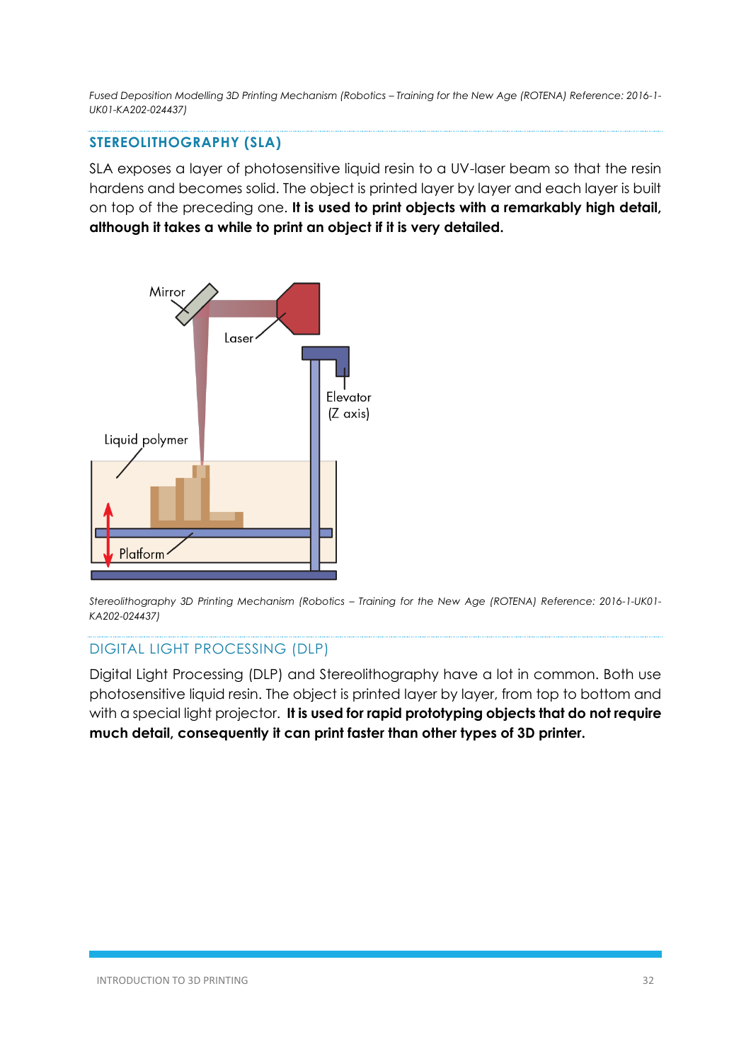*Fused Deposition Modelling 3D Printing Mechanism (Robotics – Training for the New Age (ROTENA) Reference: 2016-1-UK01-KA202-024437)*

## STEREOLITHOGRAPHY (SLA)

SLA exposes a layer of photosensitive liquid resin to a UV-laser beam so that the resin hardens and becomes solid. The object is printed layer by layer and each layer is built on top of the preceding one. **It is used to print objects with a remarkably high detail, although it takes a while to print an object if it is very detailed.**

*Stereolithography 3D Printing Mechanism (Robotics – Training for the New Age (ROTENA) Reference: 2016-1-UK01-KA202-024437)*

## DIGITAL LIGHT PROCESSING (DLP)

Digital Light Processing (DLP) and Stereolithography have a lot in common. Both use photosensitive liquid resin. The object is printed layer by layer, from top to bottom and with a special light projector. **It is used for rapid prototyping objects that do not require much detail, consequently it can print faster than other types of 3D printer.**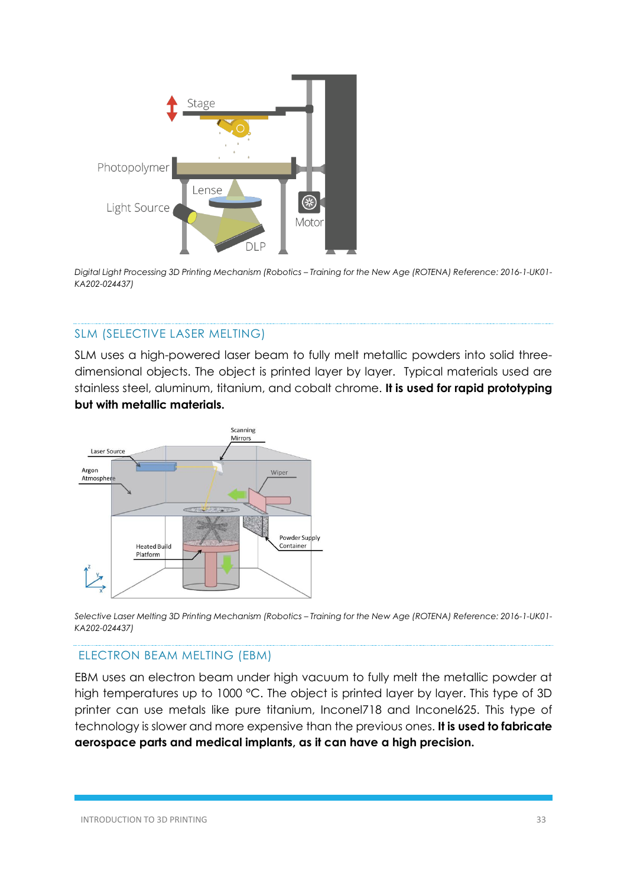*Digital Light Processing 3D Printing Mechanism (Robotics – Training for the New Age (ROTENA) Reference: 2016-1-UK01-KA202-024437)*

## SLM (SELECTIVE LASER MELTING)

SLM uses a high-powered laser beam to fully melt metallic powders into solid three-dimensional objects. The object is printed layer by layer. Typical materials used are stainless steel, aluminum, titanium, and cobalt chrome. **It is used for rapid prototyping but with metallic materials.**

*Selective Laser Melting 3D Printing Mechanism (Robotics – Training for the New Age (ROTENA) Reference: 2016-1-UK01-KA202-024437)*

## ELECTRON BEAM MELTING (EBM)

EBM uses an electron beam under high vacuum to fully melt the metallic powder at high temperatures up to 1000 °C. The object is printed layer by layer. This type of 3D printer can use metals like pure titanium, Inconel718 and Inconel625. This type of technology is slower and more expensive than the previous ones. **It is used to fabricate aerospace parts and medical implants, as it can have a high precision.**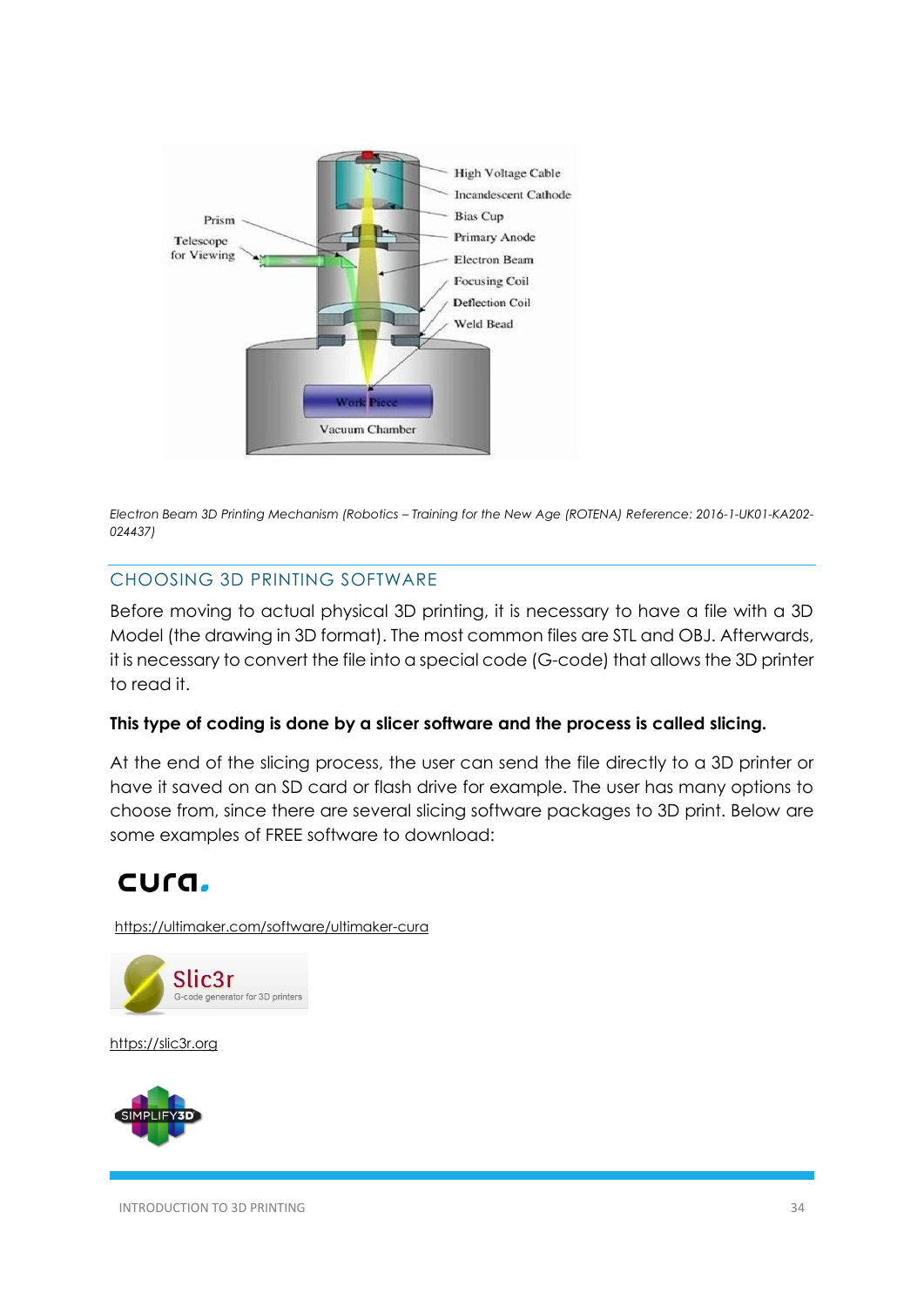*Electron Beam 3D Printing Mechanism (Robotics – Training for the New Age (ROTENA) Reference: 2016-1-UK01-KA202-024437)*

## CHOOSING 3D PRINTING SOFTWARE

Before moving to actual physical 3D printing, it is necessary to have a file with a 3D Model (the drawing in 3D format). The most common files are STL and OBJ. Afterwards, it is necessary to convert the file into a special code (G-code) that allows the 3D printer to read it.

**This type of coding is done by a slicer software and the process is called slicing.**

At the end of the slicing process, the user can send the file directly to a 3D printer or have it saved on an SD card or flash drive for example. The user has many options to choose from, since there are several slicing software packages to 3D print. Below are some examples of FREE software to download:

https://ultimaker.com/software/ultimaker-cura

https://slic3r.org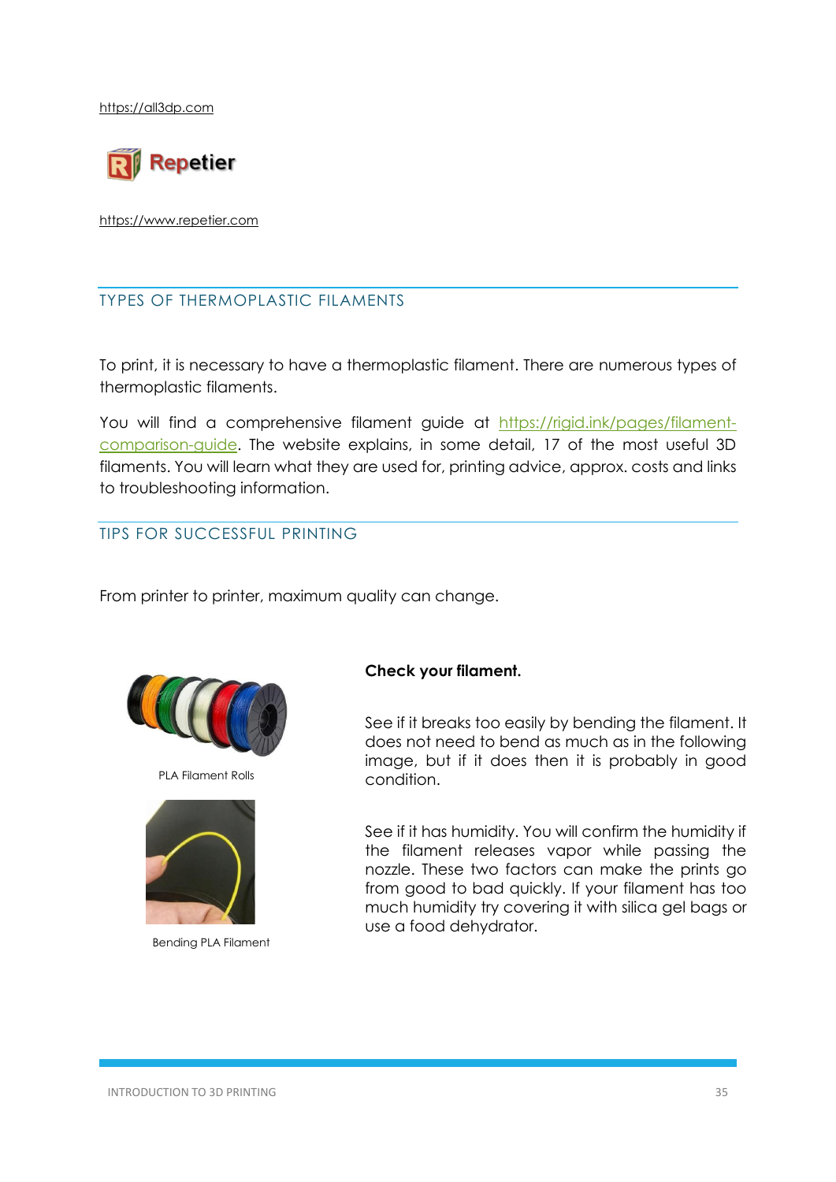https://all3dp.com

Repetier

https://www.repetier.com

## TYPES OF THERMOPLASTIC FILAMENTS

To print, it is necessary to have a thermoplastic filament. There are numerous types of thermoplastic filaments.

You will find a comprehensive filament guide at https://rigid.ink/pages/filament-comparison-guide. The website explains, in some detail, 17 of the most useful 3D filaments. You will learn what they are used for, printing advice, approx. costs and links to troubleshooting information.

## TIPS FOR SUCCESSFUL PRINTING

From printer to printer, maximum quality can change.

PLA Filament Rolls

Bending PLA Filament

**Check your filament.**

See if it breaks too easily by bending the filament. It does not need to bend as much as in the following image, but if it does then it is probably in good condition.

See if it has humidity. You will confirm the humidity if the filament releases vapor while passing the nozzle. These two factors can make the prints go from good to bad quickly. If your filament has too much humidity try covering it with silica gel bags or use a food dehydrator.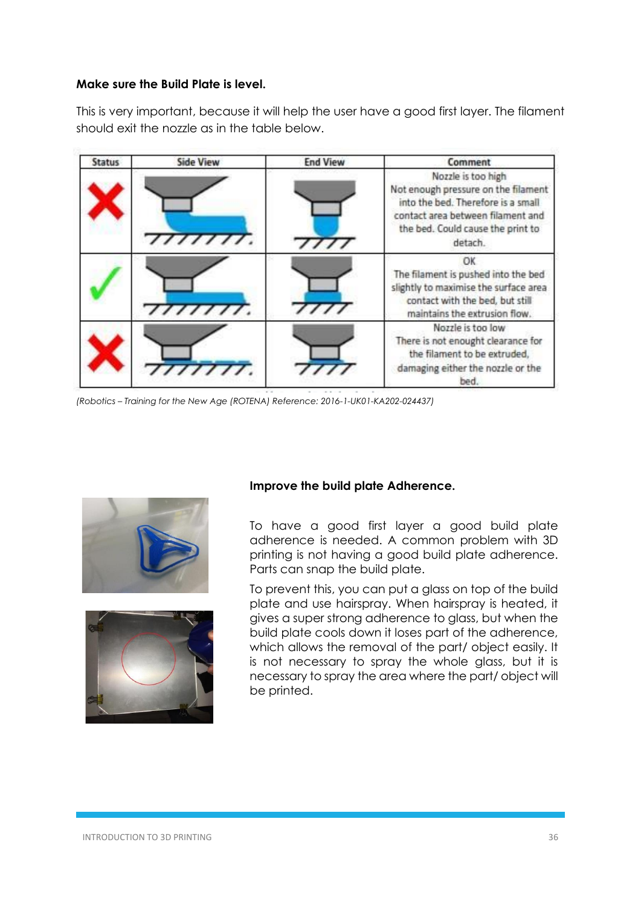**Make sure the Build Plate is level.**

This is very important, because it will help the user have a good first layer. The filament should exit the nozzle as in the table below.

| Status | Side View | End View | Comment |
|---|---|---|---|
| ✗ | | | Nozzle is too high<br>Not enough pressure on the filament into the bed. Therefore is a small contact area between filament and the bed. Could cause the print to detach. |
| ✓ | | | OK<br>The filament is pushed into the bed slightly to maximise the surface area contact with the bed, but still maintains the extrusion flow. |
| ✗ | | | Nozzle is too low<br>There is not enought clearance for the filament to be extruded, damaging either the nozzle or the bed. |

*(Robotics – Training for the New Age (ROTENA) Reference: 2016-1-UK01-KA202-024437)*

**Improve the build plate Adherence.**

To have a good first layer a good build plate adherence is needed. A common problem with 3D printing is not having a good build plate adherence. Parts can snap the build plate.

To prevent this, you can put a glass on top of the build plate and use hairspray. When hairspray is heated, it gives a super strong adherence to glass, but when the build plate cools down it loses part of the adherence, which allows the removal of the part/ object easily. It is not necessary to spray the whole glass, but it is necessary to spray the area where the part/ object will be printed.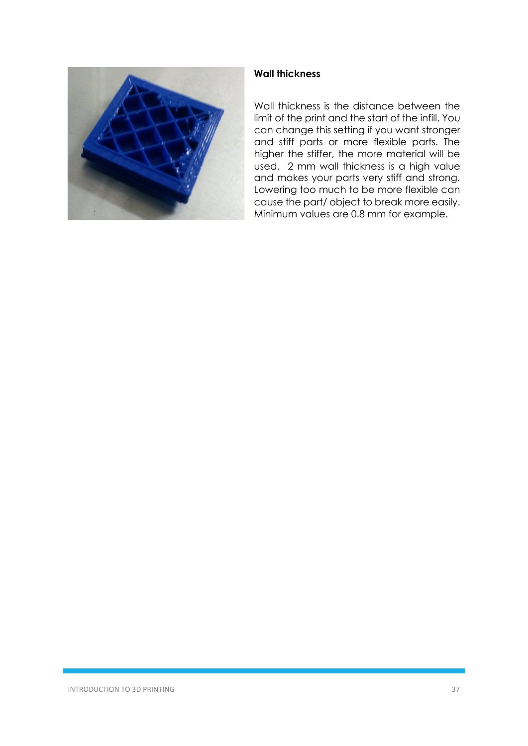**Wall thickness**

Wall thickness is the distance between the limit of the print and the start of the infill. You can change this setting if you want stronger and stiff parts or more flexible parts. The higher the stiffer, the more material will be used. 2 mm wall thickness is a high value and makes your parts very stiff and strong. Lowering too much to be more flexible can cause the part/ object to break more easily. Minimum values are 0.8 mm for example.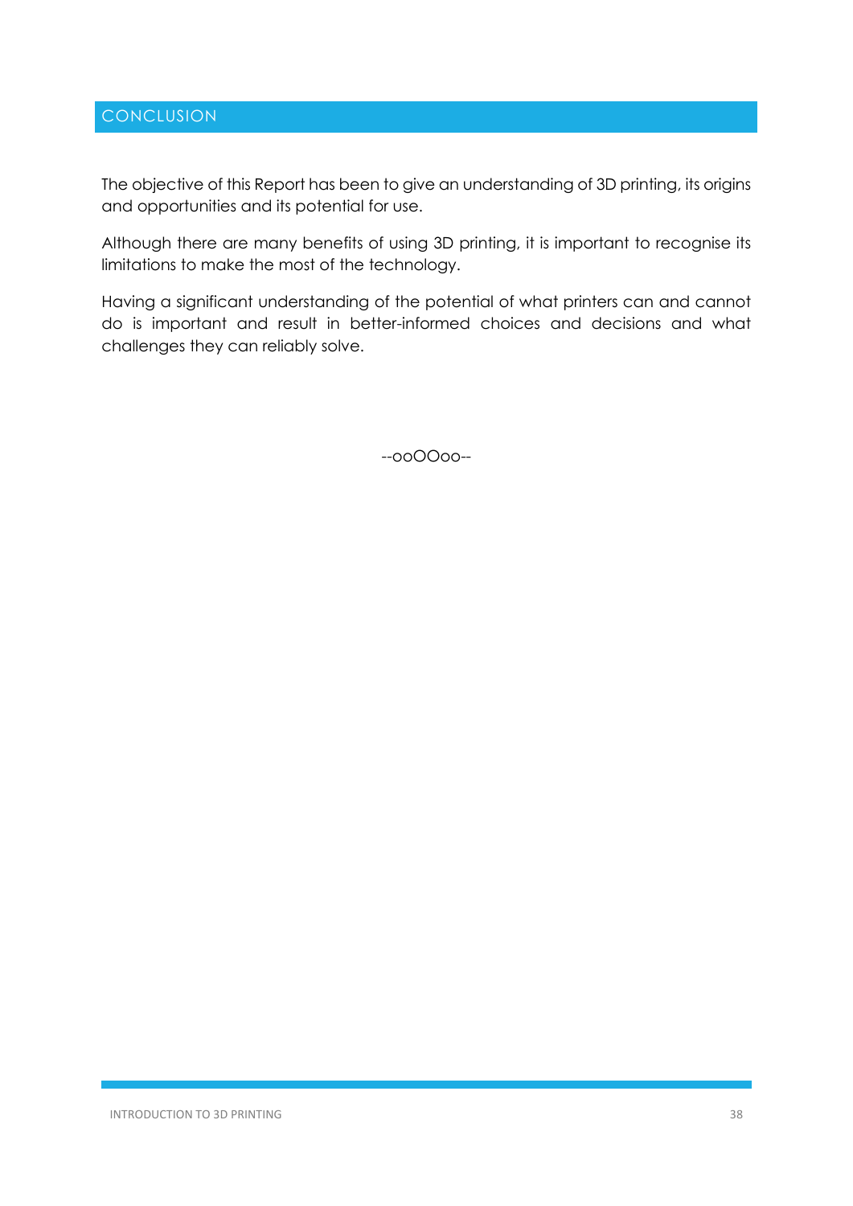## CONCLUSION

The objective of this Report has been to give an understanding of 3D printing, its origins and opportunities and its potential for use.

Although there are many benefits of using 3D printing, it is important to recognise its limitations to make the most of the technology.

Having a significant understanding of the potential of what printers can and cannot do is important and result in better-informed choices and decisions and what challenges they can reliably solve.

--ooOOoo--